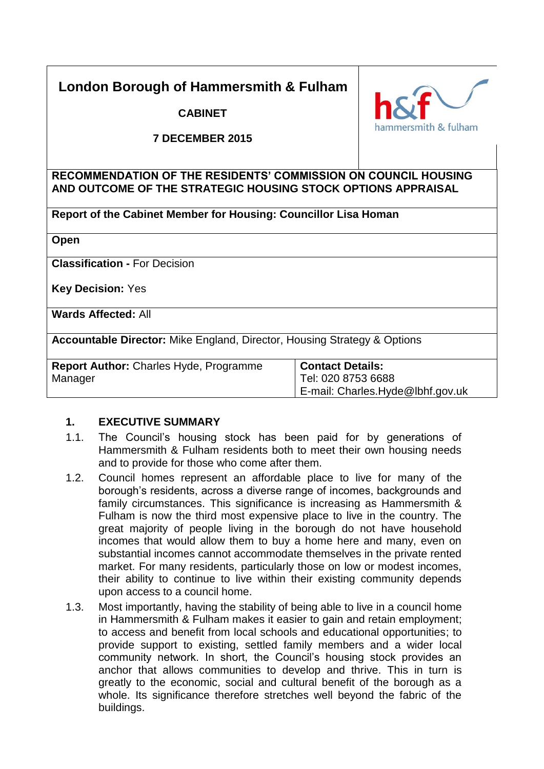# London Borough of Hammersmith & Fulham

**CABINET**

**7 DECEMBER 2015**

**RECOMMENDATION OF THE RESIDENTS' COMMISSION ON COUNCIL HOUSING AND OUTCOME OF THE STRATEGIC HOUSING STOCK OPTIONS APPRAISAL**

**Report of the Cabinet Member for Housing: Councillor Lisa Homan**

**Open**

**Classification -** For Decision

**Key Decision:** Yes

**Wards Affected:** All

**Accountable Director:** Mike England, Director, Housing Strategy & Options

| **Report Author:** Charles Hyde, Programme Manager | **Contact Details:** Tel: 020 8753 6688 E-mail: Charles.Hyde@lbhf.gov.uk |
|---|---|

## 1. EXECUTIVE SUMMARY

1.1. The Council's housing stock has been paid for by generations of Hammersmith & Fulham residents both to meet their own housing needs and to provide for those who come after them.

1.2. Council homes represent an affordable place to live for many of the borough's residents, across a diverse range of incomes, backgrounds and family circumstances. This significance is increasing as Hammersmith & Fulham is now the third most expensive place to live in the country. The great majority of people living in the borough do not have household incomes that would allow them to buy a home here and many, even on substantial incomes cannot accommodate themselves in the private rented market. For many residents, particularly those on low or modest incomes, their ability to continue to live within their existing community depends upon access to a council home.

1.3. Most importantly, having the stability of being able to live in a council home in Hammersmith & Fulham makes it easier to gain and retain employment; to access and benefit from local schools and educational opportunities; to provide support to existing, settled family members and a wider local community network. In short, the Council's housing stock provides an anchor that allows communities to develop and thrive. This in turn is greatly to the economic, social and cultural benefit of the borough as a whole. Its significance therefore stretches well beyond the fabric of the buildings.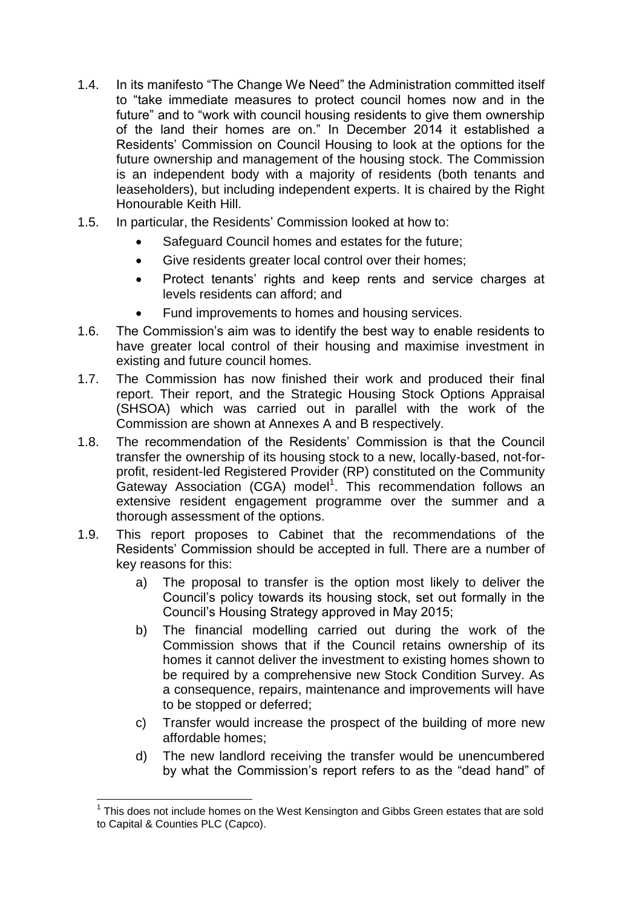1.4. In its manifesto "The Change We Need" the Administration committed itself to "take immediate measures to protect council homes now and in the future" and to "work with council housing residents to give them ownership of the land their homes are on." In December 2014 it established a Residents' Commission on Council Housing to look at the options for the future ownership and management of the housing stock. The Commission is an independent body with a majority of residents (both tenants and leaseholders), but including independent experts. It is chaired by the Right Honourable Keith Hill.

1.5. In particular, the Residents' Commission looked at how to:

- Safeguard Council homes and estates for the future;
- Give residents greater local control over their homes;
- Protect tenants' rights and keep rents and service charges at levels residents can afford; and
- Fund improvements to homes and housing services.

1.6. The Commission's aim was to identify the best way to enable residents to have greater local control of their housing and maximise investment in existing and future council homes.

1.7. The Commission has now finished their work and produced their final report. Their report, and the Strategic Housing Stock Options Appraisal (SHSOA) which was carried out in parallel with the work of the Commission are shown at Annexes A and B respectively.

1.8. The recommendation of the Residents' Commission is that the Council transfer the ownership of its housing stock to a new, locally-based, not-for-profit, resident-led Registered Provider (RP) constituted on the Community Gateway Association (CGA) model[1]. This recommendation follows an extensive resident engagement programme over the summer and a thorough assessment of the options.

1.9. This report proposes to Cabinet that the recommendations of the Residents' Commission should be accepted in full. There are a number of key reasons for this:

a) The proposal to transfer is the option most likely to deliver the Council's policy towards its housing stock, set out formally in the Council's Housing Strategy approved in May 2015;

b) The financial modelling carried out during the work of the Commission shows that if the Council retains ownership of its homes it cannot deliver the investment to existing homes shown to be required by a comprehensive new Stock Condition Survey. As a consequence, repairs, maintenance and improvements will have to be stopped or deferred;

c) Transfer would increase the prospect of the building of more new affordable homes;

d) The new landlord receiving the transfer would be unencumbered by what the Commission's report refers to as the "dead hand" of

---

[1] This does not include homes on the West Kensington and Gibbs Green estates that are sold to Capital & Counties PLC (Capco).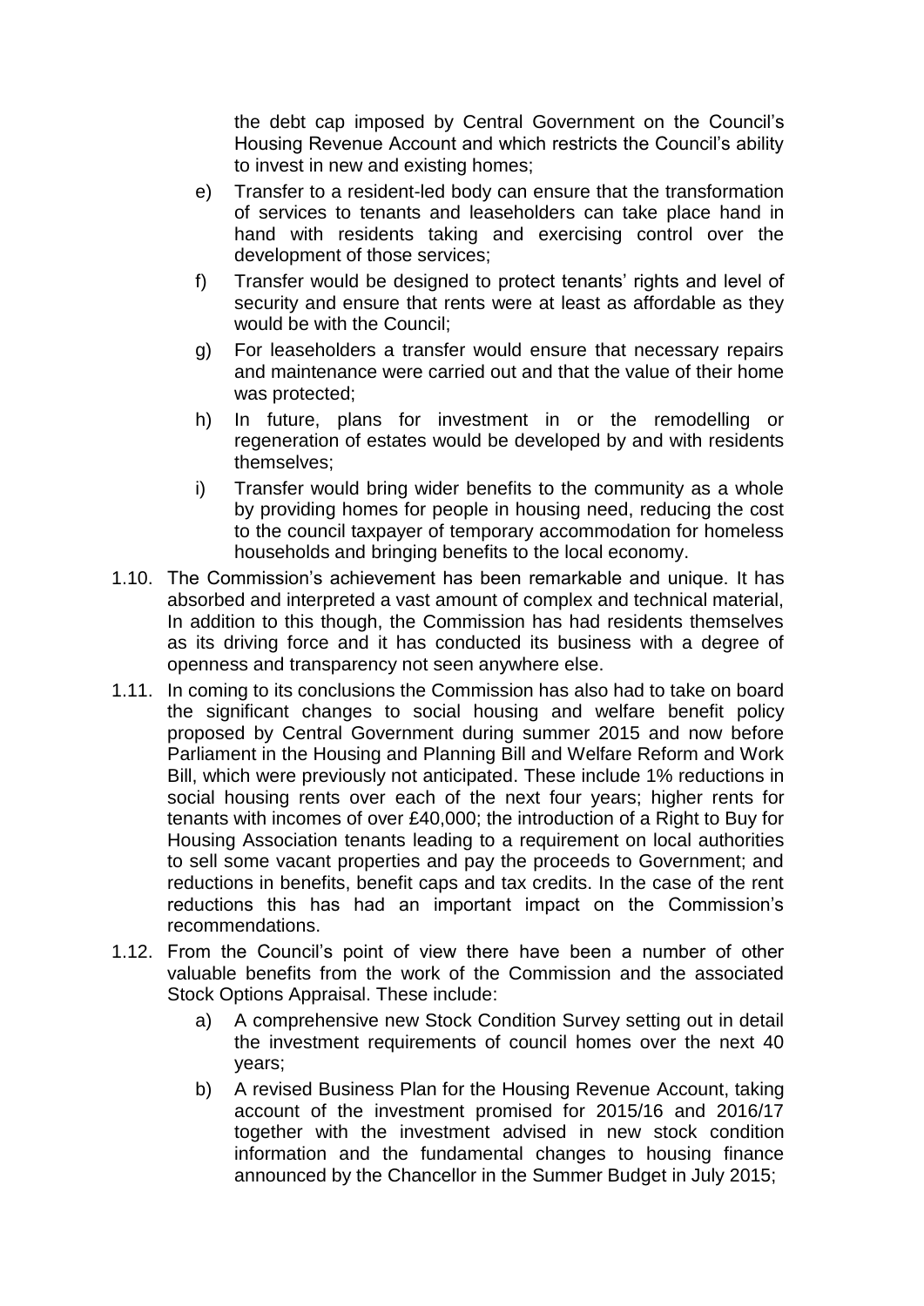the debt cap imposed by Central Government on the Council's Housing Revenue Account and which restricts the Council's ability to invest in new and existing homes;

e) Transfer to a resident-led body can ensure that the transformation of services to tenants and leaseholders can take place hand in hand with residents taking and exercising control over the development of those services;

f) Transfer would be designed to protect tenants' rights and level of security and ensure that rents were at least as affordable as they would be with the Council;

g) For leaseholders a transfer would ensure that necessary repairs and maintenance were carried out and that the value of their home was protected;

h) In future, plans for investment in or the remodelling or regeneration of estates would be developed by and with residents themselves;

i) Transfer would bring wider benefits to the community as a whole by providing homes for people in housing need, reducing the cost to the council taxpayer of temporary accommodation for homeless households and bringing benefits to the local economy.

1.10. The Commission's achievement has been remarkable and unique. It has absorbed and interpreted a vast amount of complex and technical material, In addition to this though, the Commission has had residents themselves as its driving force and it has conducted its business with a degree of openness and transparency not seen anywhere else.

1.11. In coming to its conclusions the Commission has also had to take on board the significant changes to social housing and welfare benefit policy proposed by Central Government during summer 2015 and now before Parliament in the Housing and Planning Bill and Welfare Reform and Work Bill, which were previously not anticipated. These include 1% reductions in social housing rents over each of the next four years; higher rents for tenants with incomes of over £40,000; the introduction of a Right to Buy for Housing Association tenants leading to a requirement on local authorities to sell some vacant properties and pay the proceeds to Government; and reductions in benefits, benefit caps and tax credits. In the case of the rent reductions this has had an important impact on the Commission's recommendations.

1.12. From the Council's point of view there have been a number of other valuable benefits from the work of the Commission and the associated Stock Options Appraisal. These include:

a) A comprehensive new Stock Condition Survey setting out in detail the investment requirements of council homes over the next 40 years;

b) A revised Business Plan for the Housing Revenue Account, taking account of the investment promised for 2015/16 and 2016/17 together with the investment advised in new stock condition information and the fundamental changes to housing finance announced by the Chancellor in the Summer Budget in July 2015;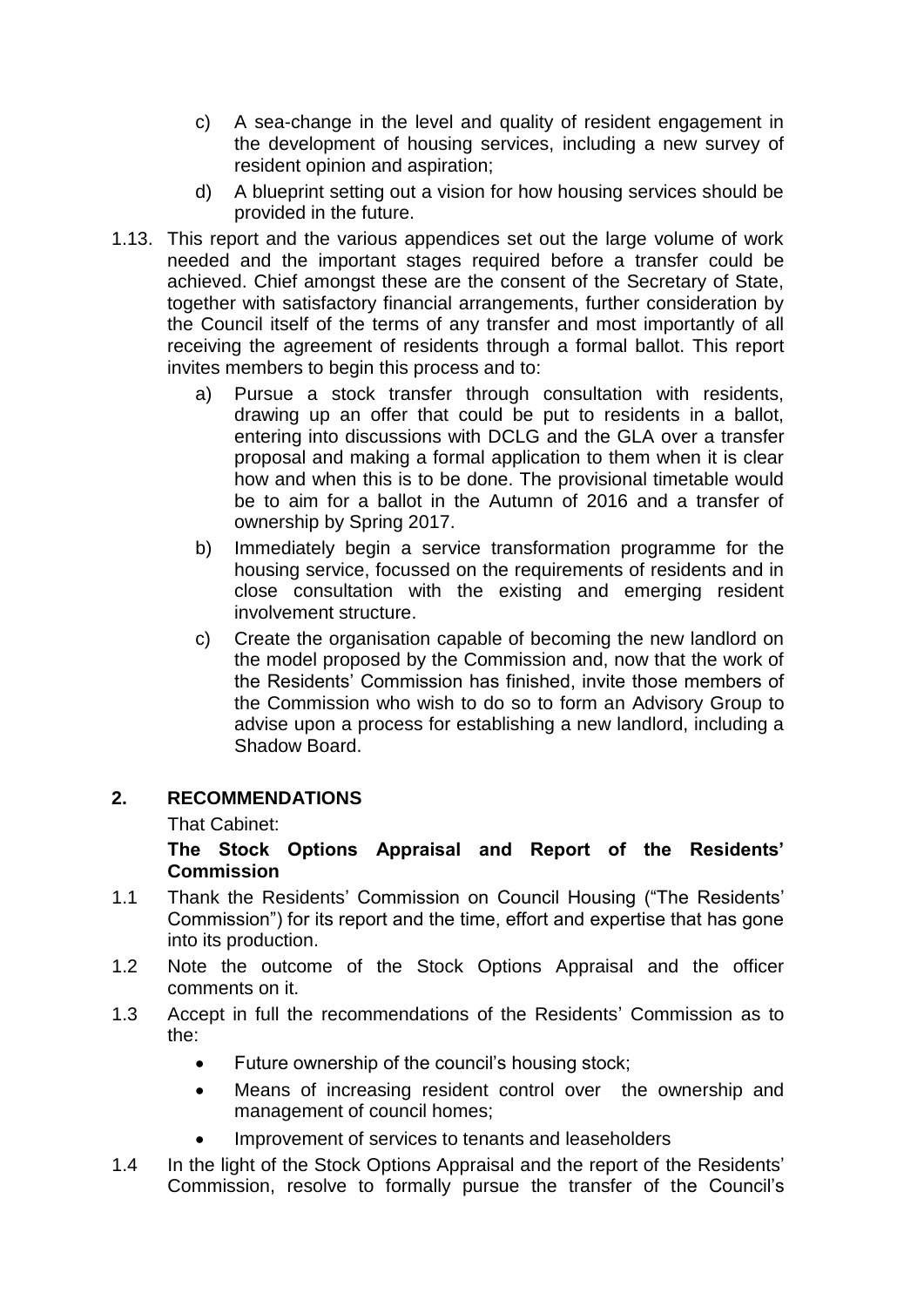c) A sea-change in the level and quality of resident engagement in the development of housing services, including a new survey of resident opinion and aspiration;

d) A blueprint setting out a vision for how housing services should be provided in the future.

1.13. This report and the various appendices set out the large volume of work needed and the important stages required before a transfer could be achieved. Chief amongst these are the consent of the Secretary of State, together with satisfactory financial arrangements, further consideration by the Council itself of the terms of any transfer and most importantly of all receiving the agreement of residents through a formal ballot. This report invites members to begin this process and to:

a) Pursue a stock transfer through consultation with residents, drawing up an offer that could be put to residents in a ballot, entering into discussions with DCLG and the GLA over a transfer proposal and making a formal application to them when it is clear how and when this is to be done. The provisional timetable would be to aim for a ballot in the Autumn of 2016 and a transfer of ownership by Spring 2017.

b) Immediately begin a service transformation programme for the housing service, focussed on the requirements of residents and in close consultation with the existing and emerging resident involvement structure.

c) Create the organisation capable of becoming the new landlord on the model proposed by the Commission and, now that the work of the Residents' Commission has finished, invite those members of the Commission who wish to do so to form an Advisory Group to advise upon a process for establishing a new landlord, including a Shadow Board.

## 2. RECOMMENDATIONS

That Cabinet:

**The Stock Options Appraisal and Report of the Residents' Commission**

1.1 Thank the Residents' Commission on Council Housing ("The Residents' Commission") for its report and the time, effort and expertise that has gone into its production.

1.2 Note the outcome of the Stock Options Appraisal and the officer comments on it.

1.3 Accept in full the recommendations of the Residents' Commission as to the:

- Future ownership of the council's housing stock;
- Means of increasing resident control over the ownership and management of council homes;
- Improvement of services to tenants and leaseholders

1.4 In the light of the Stock Options Appraisal and the report of the Residents' Commission, resolve to formally pursue the transfer of the Council's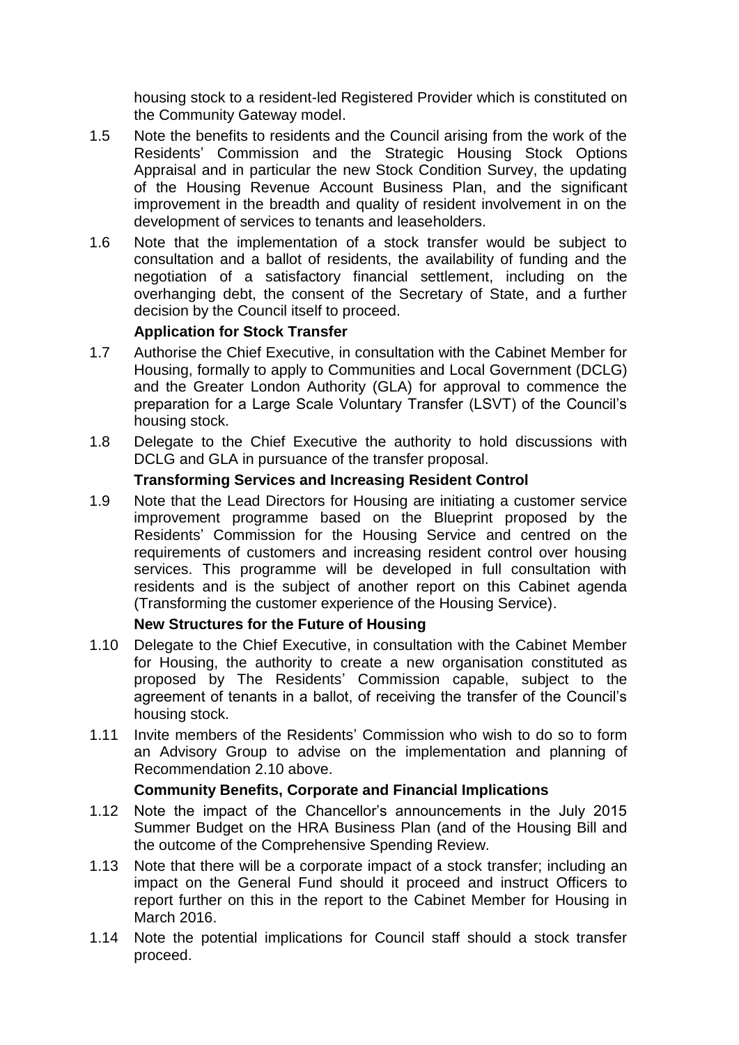housing stock to a resident-led Registered Provider which is constituted on the Community Gateway model.

1.5 Note the benefits to residents and the Council arising from the work of the Residents' Commission and the Strategic Housing Stock Options Appraisal and in particular the new Stock Condition Survey, the updating of the Housing Revenue Account Business Plan, and the significant improvement in the breadth and quality of resident involvement in on the development of services to tenants and leaseholders.

1.6 Note that the implementation of a stock transfer would be subject to consultation and a ballot of residents, the availability of funding and the negotiation of a satisfactory financial settlement, including on the overhanging debt, the consent of the Secretary of State, and a further decision by the Council itself to proceed.

**Application for Stock Transfer**

1.7 Authorise the Chief Executive, in consultation with the Cabinet Member for Housing, formally to apply to Communities and Local Government (DCLG) and the Greater London Authority (GLA) for approval to commence the preparation for a Large Scale Voluntary Transfer (LSVT) of the Council's housing stock.

1.8 Delegate to the Chief Executive the authority to hold discussions with DCLG and GLA in pursuance of the transfer proposal.

**Transforming Services and Increasing Resident Control**

1.9 Note that the Lead Directors for Housing are initiating a customer service improvement programme based on the Blueprint proposed by the Residents' Commission for the Housing Service and centred on the requirements of customers and increasing resident control over housing services. This programme will be developed in full consultation with residents and is the subject of another report on this Cabinet agenda (Transforming the customer experience of the Housing Service).

**New Structures for the Future of Housing**

1.10 Delegate to the Chief Executive, in consultation with the Cabinet Member for Housing, the authority to create a new organisation constituted as proposed by The Residents' Commission capable, subject to the agreement of tenants in a ballot, of receiving the transfer of the Council's housing stock.

1.11 Invite members of the Residents' Commission who wish to do so to form an Advisory Group to advise on the implementation and planning of Recommendation 2.10 above.

**Community Benefits, Corporate and Financial Implications**

1.12 Note the impact of the Chancellor's announcements in the July 2015 Summer Budget on the HRA Business Plan (and of the Housing Bill and the outcome of the Comprehensive Spending Review.

1.13 Note that there will be a corporate impact of a stock transfer; including an impact on the General Fund should it proceed and instruct Officers to report further on this in the report to the Cabinet Member for Housing in March 2016.

1.14 Note the potential implications for Council staff should a stock transfer proceed.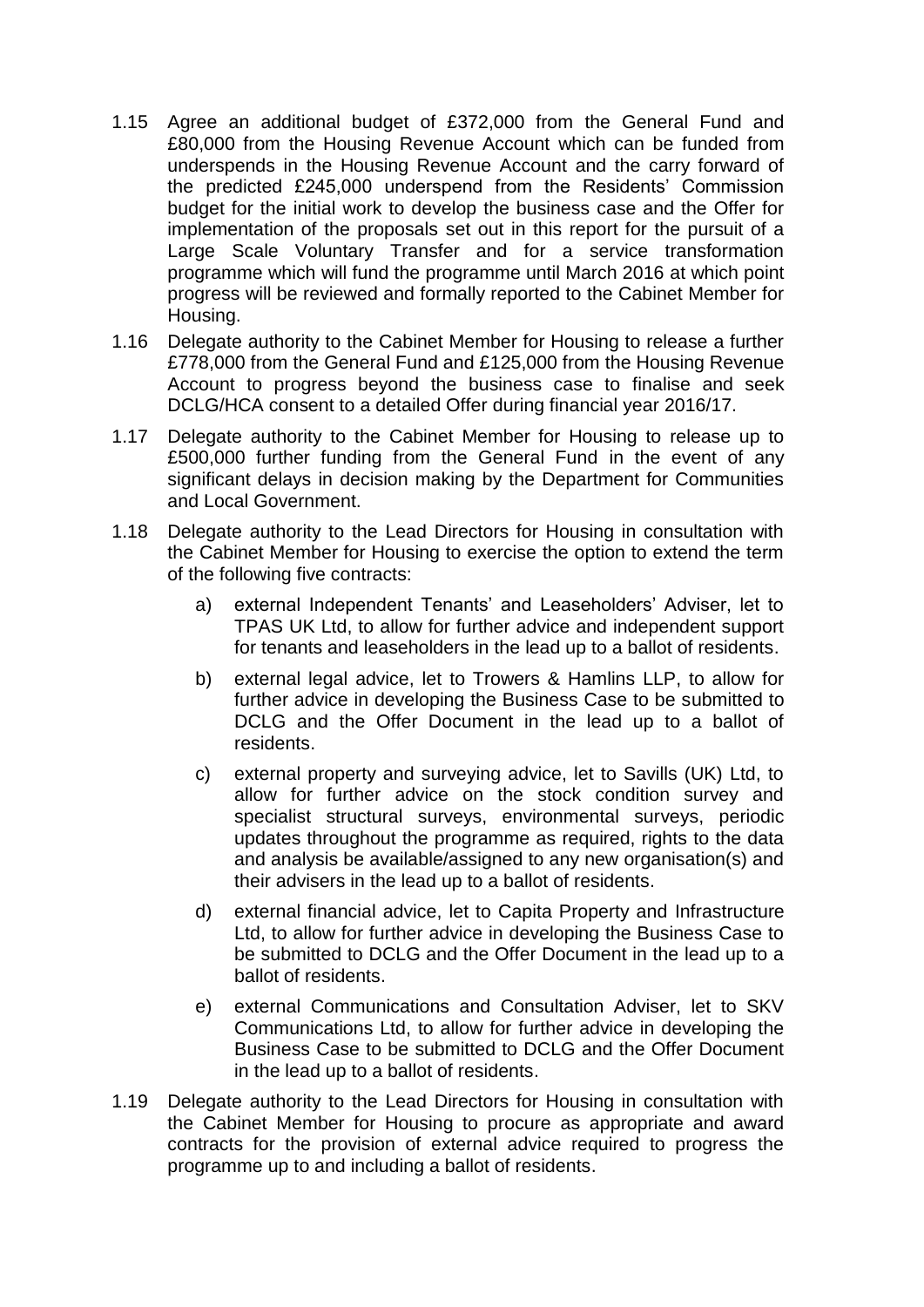1.15 Agree an additional budget of £372,000 from the General Fund and £80,000 from the Housing Revenue Account which can be funded from underspends in the Housing Revenue Account and the carry forward of the predicted £245,000 underspend from the Residents' Commission budget for the initial work to develop the business case and the Offer for implementation of the proposals set out in this report for the pursuit of a Large Scale Voluntary Transfer and for a service transformation programme which will fund the programme until March 2016 at which point progress will be reviewed and formally reported to the Cabinet Member for Housing.

1.16 Delegate authority to the Cabinet Member for Housing to release a further £778,000 from the General Fund and £125,000 from the Housing Revenue Account to progress beyond the business case to finalise and seek DCLG/HCA consent to a detailed Offer during financial year 2016/17.

1.17 Delegate authority to the Cabinet Member for Housing to release up to £500,000 further funding from the General Fund in the event of any significant delays in decision making by the Department for Communities and Local Government.

1.18 Delegate authority to the Lead Directors for Housing in consultation with the Cabinet Member for Housing to exercise the option to extend the term of the following five contracts:

   a) external Independent Tenants' and Leaseholders' Adviser, let to TPAS UK Ltd, to allow for further advice and independent support for tenants and leaseholders in the lead up to a ballot of residents.

   b) external legal advice, let to Trowers & Hamlins LLP, to allow for further advice in developing the Business Case to be submitted to DCLG and the Offer Document in the lead up to a ballot of residents.

   c) external property and surveying advice, let to Savills (UK) Ltd, to allow for further advice on the stock condition survey and specialist structural surveys, environmental surveys, periodic updates throughout the programme as required, rights to the data and analysis be available/assigned to any new organisation(s) and their advisers in the lead up to a ballot of residents.

   d) external financial advice, let to Capita Property and Infrastructure Ltd, to allow for further advice in developing the Business Case to be submitted to DCLG and the Offer Document in the lead up to a ballot of residents.

   e) external Communications and Consultation Adviser, let to SKV Communications Ltd, to allow for further advice in developing the Business Case to be submitted to DCLG and the Offer Document in the lead up to a ballot of residents.

1.19 Delegate authority to the Lead Directors for Housing in consultation with the Cabinet Member for Housing to procure as appropriate and award contracts for the provision of external advice required to progress the programme up to and including a ballot of residents.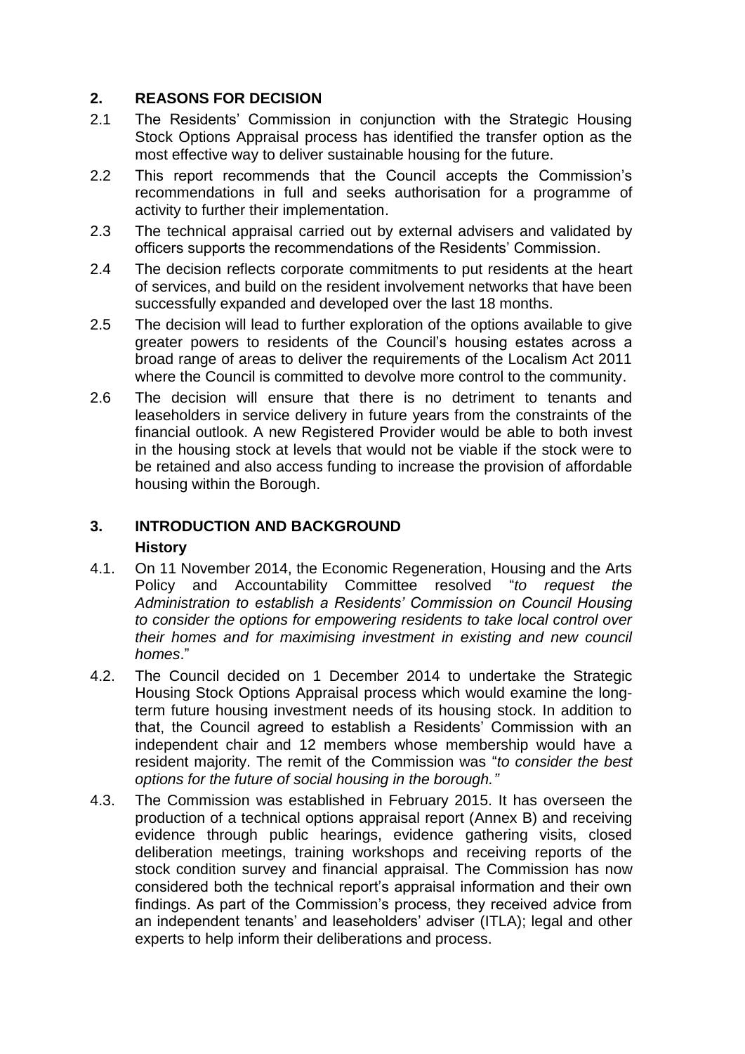## 2. REASONS FOR DECISION

2.1 The Residents' Commission in conjunction with the Strategic Housing Stock Options Appraisal process has identified the transfer option as the most effective way to deliver sustainable housing for the future.

2.2 This report recommends that the Council accepts the Commission's recommendations in full and seeks authorisation for a programme of activity to further their implementation.

2.3 The technical appraisal carried out by external advisers and validated by officers supports the recommendations of the Residents' Commission.

2.4 The decision reflects corporate commitments to put residents at the heart of services, and build on the resident involvement networks that have been successfully expanded and developed over the last 18 months.

2.5 The decision will lead to further exploration of the options available to give greater powers to residents of the Council's housing estates across a broad range of areas to deliver the requirements of the Localism Act 2011 where the Council is committed to devolve more control to the community.

2.6 The decision will ensure that there is no detriment to tenants and leaseholders in service delivery in future years from the constraints of the financial outlook. A new Registered Provider would be able to both invest in the housing stock at levels that would not be viable if the stock were to be retained and also access funding to increase the provision of affordable housing within the Borough.

## 3. INTRODUCTION AND BACKGROUND

### History

4.1. On 11 November 2014, the Economic Regeneration, Housing and the Arts Policy and Accountability Committee resolved "*to request the Administration to establish a Residents' Commission on Council Housing to consider the options for empowering residents to take local control over their homes and for maximising investment in existing and new council homes*."

4.2. The Council decided on 1 December 2014 to undertake the Strategic Housing Stock Options Appraisal process which would examine the long-term future housing investment needs of its housing stock. In addition to that, the Council agreed to establish a Residents' Commission with an independent chair and 12 members whose membership would have a resident majority. The remit of the Commission was "*to consider the best options for the future of social housing in the borough."*

4.3. The Commission was established in February 2015. It has overseen the production of a technical options appraisal report (Annex B) and receiving evidence through public hearings, evidence gathering visits, closed deliberation meetings, training workshops and receiving reports of the stock condition survey and financial appraisal. The Commission has now considered both the technical report's appraisal information and their own findings. As part of the Commission's process, they received advice from an independent tenants' and leaseholders' adviser (ITLA); legal and other experts to help inform their deliberations and process.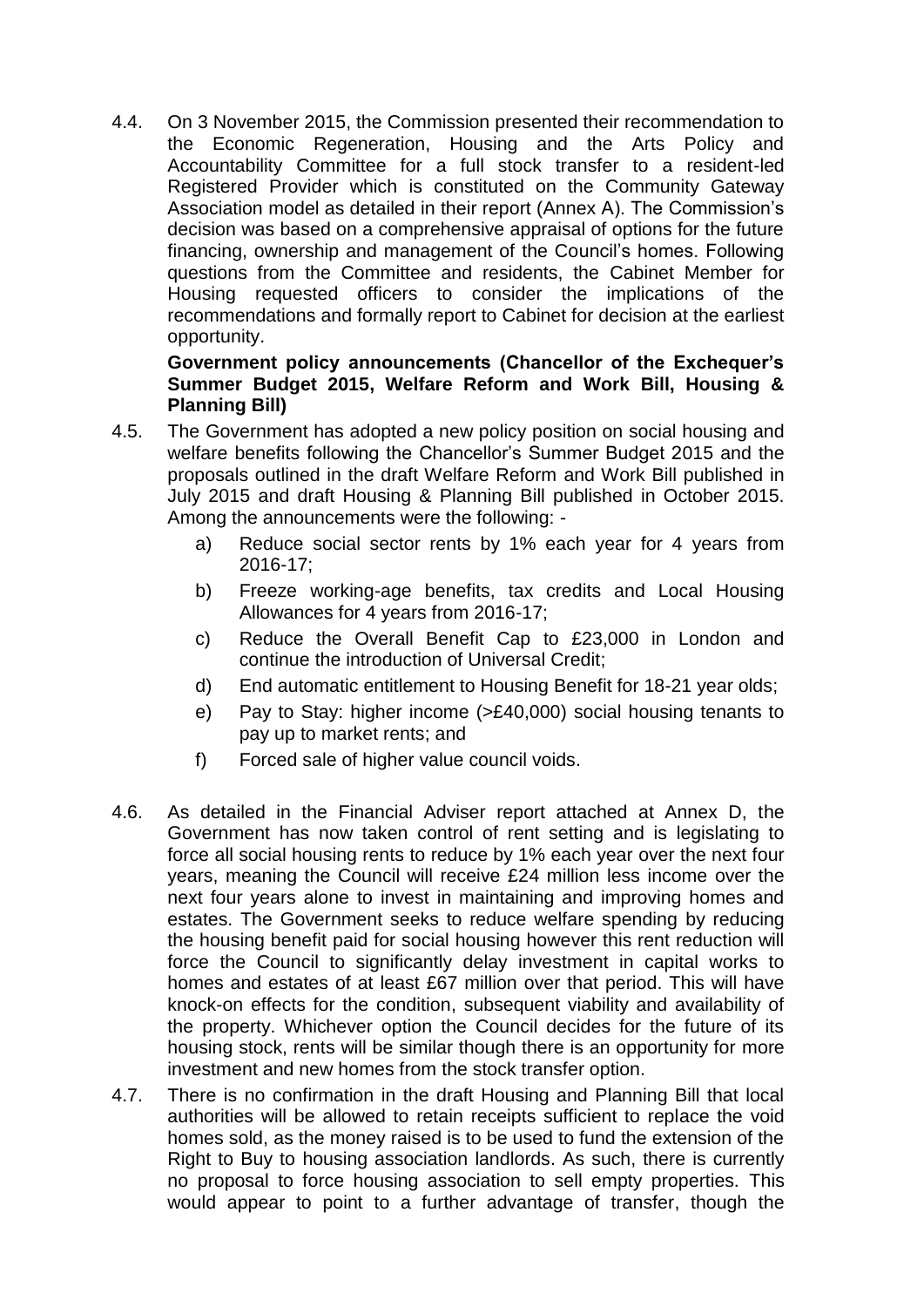4.4. On 3 November 2015, the Commission presented their recommendation to the Economic Regeneration, Housing and the Arts Policy and Accountability Committee for a full stock transfer to a resident-led Registered Provider which is constituted on the Community Gateway Association model as detailed in their report (Annex A). The Commission's decision was based on a comprehensive appraisal of options for the future financing, ownership and management of the Council's homes. Following questions from the Committee and residents, the Cabinet Member for Housing requested officers to consider the implications of the recommendations and formally report to Cabinet for decision at the earliest opportunity.

**Government policy announcements (Chancellor of the Exchequer's Summer Budget 2015, Welfare Reform and Work Bill, Housing & Planning Bill)**

4.5. The Government has adopted a new policy position on social housing and welfare benefits following the Chancellor's Summer Budget 2015 and the proposals outlined in the draft Welfare Reform and Work Bill published in July 2015 and draft Housing & Planning Bill published in October 2015. Among the announcements were the following: -

a) Reduce social sector rents by 1% each year for 4 years from 2016-17;

b) Freeze working-age benefits, tax credits and Local Housing Allowances for 4 years from 2016-17;

c) Reduce the Overall Benefit Cap to £23,000 in London and continue the introduction of Universal Credit;

d) End automatic entitlement to Housing Benefit for 18-21 year olds;

e) Pay to Stay: higher income (>£40,000) social housing tenants to pay up to market rents; and

f) Forced sale of higher value council voids.

4.6. As detailed in the Financial Adviser report attached at Annex D, the Government has now taken control of rent setting and is legislating to force all social housing rents to reduce by 1% each year over the next four years, meaning the Council will receive £24 million less income over the next four years alone to invest in maintaining and improving homes and estates. The Government seeks to reduce welfare spending by reducing the housing benefit paid for social housing however this rent reduction will force the Council to significantly delay investment in capital works to homes and estates of at least £67 million over that period. This will have knock-on effects for the condition, subsequent viability and availability of the property. Whichever option the Council decides for the future of its housing stock, rents will be similar though there is an opportunity for more investment and new homes from the stock transfer option.

4.7. There is no confirmation in the draft Housing and Planning Bill that local authorities will be allowed to retain receipts sufficient to replace the void homes sold, as the money raised is to be used to fund the extension of the Right to Buy to housing association landlords. As such, there is currently no proposal to force housing association to sell empty properties. This would appear to point to a further advantage of transfer, though the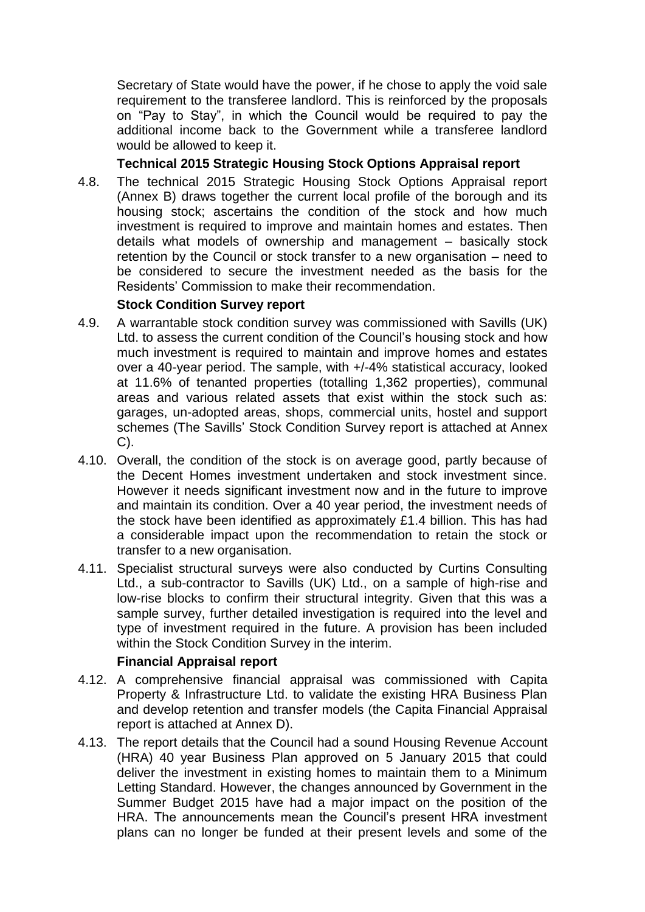Secretary of State would have the power, if he chose to apply the void sale requirement to the transferee landlord. This is reinforced by the proposals on "Pay to Stay", in which the Council would be required to pay the additional income back to the Government while a transferee landlord would be allowed to keep it.

**Technical 2015 Strategic Housing Stock Options Appraisal report**

4.8. The technical 2015 Strategic Housing Stock Options Appraisal report (Annex B) draws together the current local profile of the borough and its housing stock; ascertains the condition of the stock and how much investment is required to improve and maintain homes and estates. Then details what models of ownership and management – basically stock retention by the Council or stock transfer to a new organisation – need to be considered to secure the investment needed as the basis for the Residents' Commission to make their recommendation.

**Stock Condition Survey report**

4.9. A warrantable stock condition survey was commissioned with Savills (UK) Ltd. to assess the current condition of the Council's housing stock and how much investment is required to maintain and improve homes and estates over a 40-year period. The sample, with +/-4% statistical accuracy, looked at 11.6% of tenanted properties (totalling 1,362 properties), communal areas and various related assets that exist within the stock such as: garages, un-adopted areas, shops, commercial units, hostel and support schemes (The Savills' Stock Condition Survey report is attached at Annex C).

4.10. Overall, the condition of the stock is on average good, partly because of the Decent Homes investment undertaken and stock investment since. However it needs significant investment now and in the future to improve and maintain its condition. Over a 40 year period, the investment needs of the stock have been identified as approximately £1.4 billion. This has had a considerable impact upon the recommendation to retain the stock or transfer to a new organisation.

4.11. Specialist structural surveys were also conducted by Curtins Consulting Ltd., a sub-contractor to Savills (UK) Ltd., on a sample of high-rise and low-rise blocks to confirm their structural integrity. Given that this was a sample survey, further detailed investigation is required into the level and type of investment required in the future. A provision has been included within the Stock Condition Survey in the interim.

**Financial Appraisal report**

4.12. A comprehensive financial appraisal was commissioned with Capita Property & Infrastructure Ltd. to validate the existing HRA Business Plan and develop retention and transfer models (the Capita Financial Appraisal report is attached at Annex D).

4.13. The report details that the Council had a sound Housing Revenue Account (HRA) 40 year Business Plan approved on 5 January 2015 that could deliver the investment in existing homes to maintain them to a Minimum Letting Standard. However, the changes announced by Government in the Summer Budget 2015 have had a major impact on the position of the HRA. The announcements mean the Council's present HRA investment plans can no longer be funded at their present levels and some of the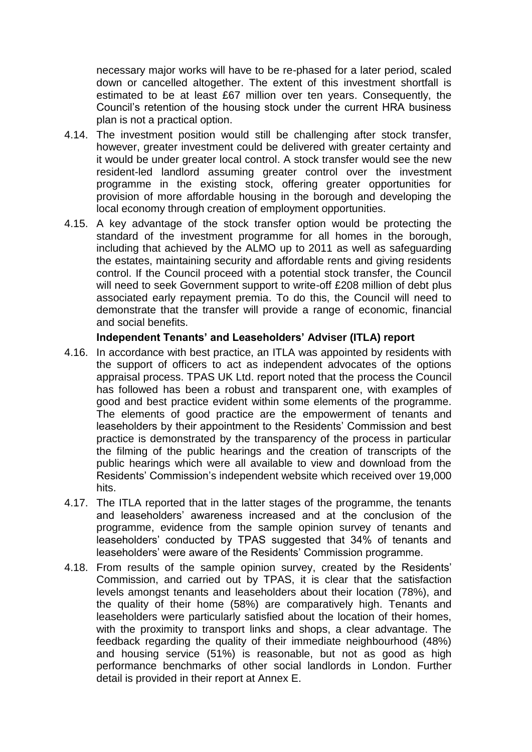necessary major works will have to be re-phased for a later period, scaled down or cancelled altogether. The extent of this investment shortfall is estimated to be at least £67 million over ten years. Consequently, the Council's retention of the housing stock under the current HRA business plan is not a practical option.

4.14. The investment position would still be challenging after stock transfer, however, greater investment could be delivered with greater certainty and it would be under greater local control. A stock transfer would see the new resident-led landlord assuming greater control over the investment programme in the existing stock, offering greater opportunities for provision of more affordable housing in the borough and developing the local economy through creation of employment opportunities.

4.15. A key advantage of the stock transfer option would be protecting the standard of the investment programme for all homes in the borough, including that achieved by the ALMO up to 2011 as well as safeguarding the estates, maintaining security and affordable rents and giving residents control. If the Council proceed with a potential stock transfer, the Council will need to seek Government support to write-off £208 million of debt plus associated early repayment premia. To do this, the Council will need to demonstrate that the transfer will provide a range of economic, financial and social benefits.

**Independent Tenants' and Leaseholders' Adviser (ITLA) report**

4.16. In accordance with best practice, an ITLA was appointed by residents with the support of officers to act as independent advocates of the options appraisal process. TPAS UK Ltd. report noted that the process the Council has followed has been a robust and transparent one, with examples of good and best practice evident within some elements of the programme. The elements of good practice are the empowerment of tenants and leaseholders by their appointment to the Residents' Commission and best practice is demonstrated by the transparency of the process in particular the filming of the public hearings and the creation of transcripts of the public hearings which were all available to view and download from the Residents' Commission's independent website which received over 19,000 hits.

4.17. The ITLA reported that in the latter stages of the programme, the tenants and leaseholders' awareness increased and at the conclusion of the programme, evidence from the sample opinion survey of tenants and leaseholders' conducted by TPAS suggested that 34% of tenants and leaseholders' were aware of the Residents' Commission programme.

4.18. From results of the sample opinion survey, created by the Residents' Commission, and carried out by TPAS, it is clear that the satisfaction levels amongst tenants and leaseholders about their location (78%), and the quality of their home (58%) are comparatively high. Tenants and leaseholders were particularly satisfied about the location of their homes, with the proximity to transport links and shops, a clear advantage. The feedback regarding the quality of their immediate neighbourhood (48%) and housing service (51%) is reasonable, but not as good as high performance benchmarks of other social landlords in London. Further detail is provided in their report at Annex E.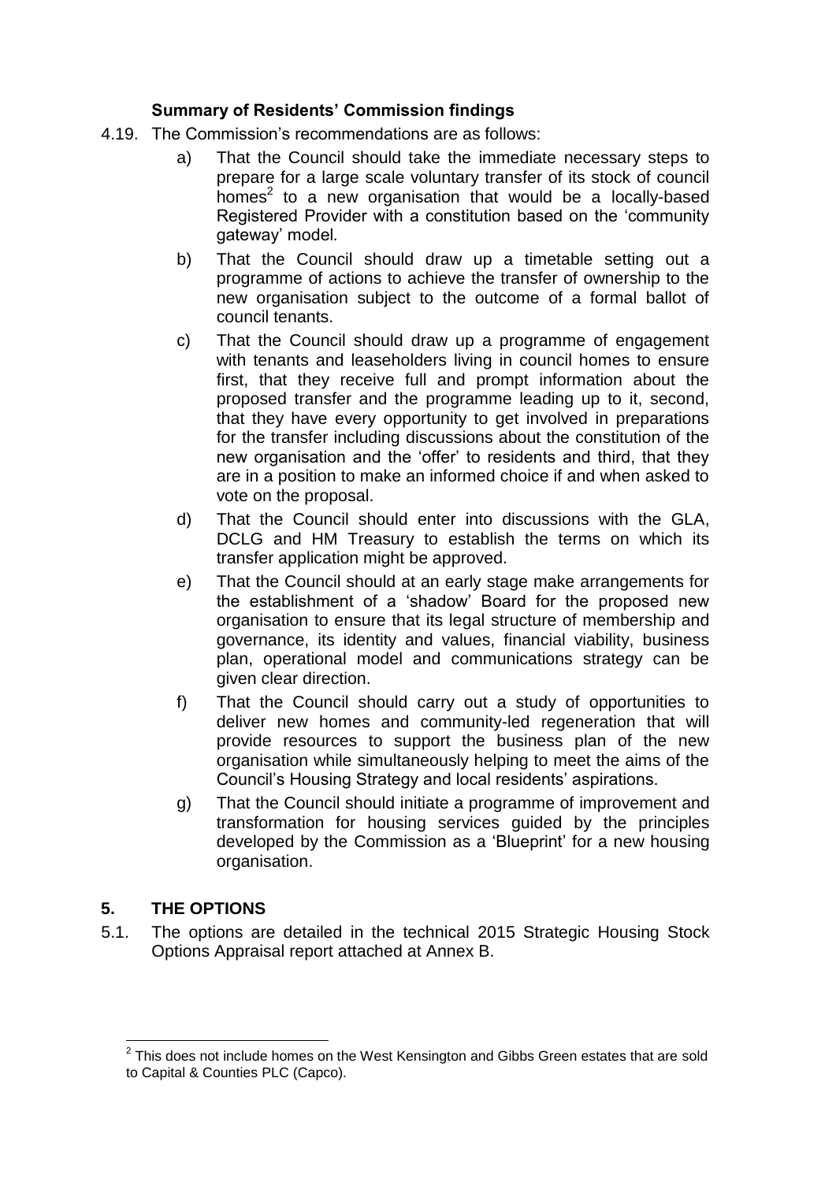### Summary of Residents' Commission findings

4.19. The Commission's recommendations are as follows:

a) That the Council should take the immediate necessary steps to prepare for a large scale voluntary transfer of its stock of council homes[2] to a new organisation that would be a locally-based Registered Provider with a constitution based on the 'community gateway' model*.*

b) That the Council should draw up a timetable setting out a programme of actions to achieve the transfer of ownership to the new organisation subject to the outcome of a formal ballot of council tenants.

c) That the Council should draw up a programme of engagement with tenants and leaseholders living in council homes to ensure first, that they receive full and prompt information about the proposed transfer and the programme leading up to it, second, that they have every opportunity to get involved in preparations for the transfer including discussions about the constitution of the new organisation and the 'offer' to residents and third, that they are in a position to make an informed choice if and when asked to vote on the proposal.

d) That the Council should enter into discussions with the GLA, DCLG and HM Treasury to establish the terms on which its transfer application might be approved.

e) That the Council should at an early stage make arrangements for the establishment of a 'shadow' Board for the proposed new organisation to ensure that its legal structure of membership and governance, its identity and values, financial viability, business plan, operational model and communications strategy can be given clear direction.

f) That the Council should carry out a study of opportunities to deliver new homes and community-led regeneration that will provide resources to support the business plan of the new organisation while simultaneously helping to meet the aims of the Council's Housing Strategy and local residents' aspirations.

g) That the Council should initiate a programme of improvement and transformation for housing services guided by the principles developed by the Commission as a 'Blueprint' for a new housing organisation.

## 5. THE OPTIONS

5.1. The options are detailed in the technical 2015 Strategic Housing Stock Options Appraisal report attached at Annex B.

[2] This does not include homes on the West Kensington and Gibbs Green estates that are sold to Capital & Counties PLC (Capco).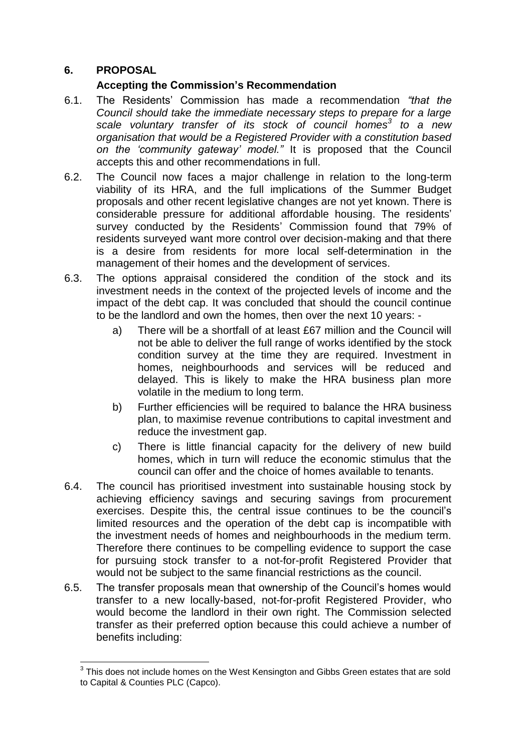## 6. PROPOSAL

### Accepting the Commission's Recommendation

6.1. The Residents' Commission has made a recommendation *"that the Council should take the immediate necessary steps to prepare for a large scale voluntary transfer of its stock of council homes[3] to a new organisation that would be a Registered Provider with a constitution based on the 'community gateway' model."* It is proposed that the Council accepts this and other recommendations in full.

6.2. The Council now faces a major challenge in relation to the long-term viability of its HRA, and the full implications of the Summer Budget proposals and other recent legislative changes are not yet known. There is considerable pressure for additional affordable housing. The residents' survey conducted by the Residents' Commission found that 79% of residents surveyed want more control over decision-making and that there is a desire from residents for more local self-determination in the management of their homes and the development of services.

6.3. The options appraisal considered the condition of the stock and its investment needs in the context of the projected levels of income and the impact of the debt cap. It was concluded that should the council continue to be the landlord and own the homes, then over the next 10 years: -

a) There will be a shortfall of at least £67 million and the Council will not be able to deliver the full range of works identified by the stock condition survey at the time they are required. Investment in homes, neighbourhoods and services will be reduced and delayed. This is likely to make the HRA business plan more volatile in the medium to long term.

b) Further efficiencies will be required to balance the HRA business plan, to maximise revenue contributions to capital investment and reduce the investment gap.

c) There is little financial capacity for the delivery of new build homes, which in turn will reduce the economic stimulus that the council can offer and the choice of homes available to tenants.

6.4. The council has prioritised investment into sustainable housing stock by achieving efficiency savings and securing savings from procurement exercises. Despite this, the central issue continues to be the council's limited resources and the operation of the debt cap is incompatible with the investment needs of homes and neighbourhoods in the medium term. Therefore there continues to be compelling evidence to support the case for pursuing stock transfer to a not-for-profit Registered Provider that would not be subject to the same financial restrictions as the council.

6.5. The transfer proposals mean that ownership of the Council's homes would transfer to a new locally-based, not-for-profit Registered Provider, who would become the landlord in their own right. The Commission selected transfer as their preferred option because this could achieve a number of benefits including:

---

[3] This does not include homes on the West Kensington and Gibbs Green estates that are sold to Capital & Counties PLC (Capco).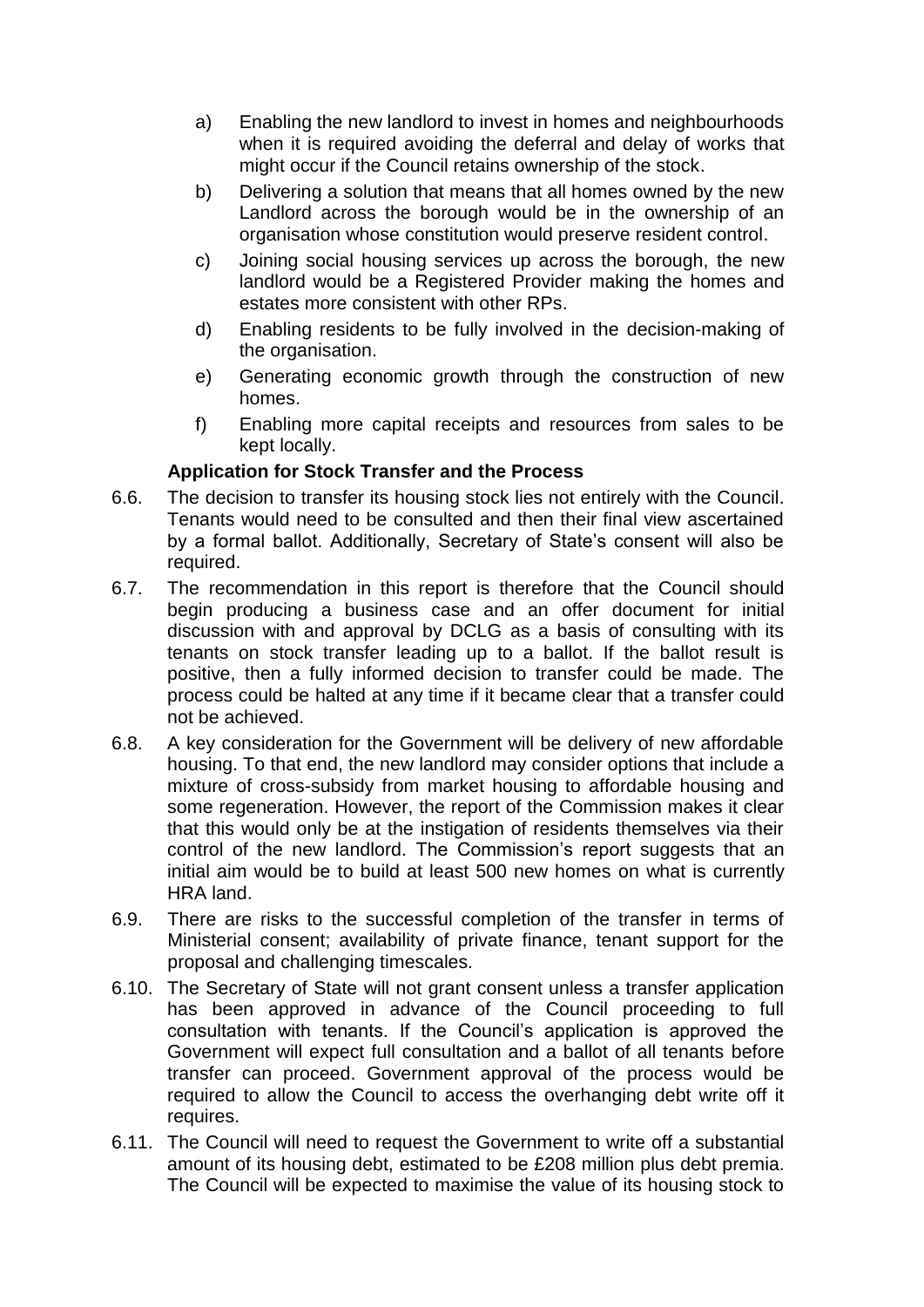a) Enabling the new landlord to invest in homes and neighbourhoods when it is required avoiding the deferral and delay of works that might occur if the Council retains ownership of the stock.

b) Delivering a solution that means that all homes owned by the new Landlord across the borough would be in the ownership of an organisation whose constitution would preserve resident control.

c) Joining social housing services up across the borough, the new landlord would be a Registered Provider making the homes and estates more consistent with other RPs.

d) Enabling residents to be fully involved in the decision-making of the organisation.

e) Generating economic growth through the construction of new homes.

f) Enabling more capital receipts and resources from sales to be kept locally.

**Application for Stock Transfer and the Process**

6.6. The decision to transfer its housing stock lies not entirely with the Council. Tenants would need to be consulted and then their final view ascertained by a formal ballot. Additionally, Secretary of State's consent will also be required.

6.7. The recommendation in this report is therefore that the Council should begin producing a business case and an offer document for initial discussion with and approval by DCLG as a basis of consulting with its tenants on stock transfer leading up to a ballot. If the ballot result is positive, then a fully informed decision to transfer could be made. The process could be halted at any time if it became clear that a transfer could not be achieved.

6.8. A key consideration for the Government will be delivery of new affordable housing. To that end, the new landlord may consider options that include a mixture of cross-subsidy from market housing to affordable housing and some regeneration. However, the report of the Commission makes it clear that this would only be at the instigation of residents themselves via their control of the new landlord. The Commission's report suggests that an initial aim would be to build at least 500 new homes on what is currently HRA land.

6.9. There are risks to the successful completion of the transfer in terms of Ministerial consent; availability of private finance, tenant support for the proposal and challenging timescales.

6.10. The Secretary of State will not grant consent unless a transfer application has been approved in advance of the Council proceeding to full consultation with tenants. If the Council's application is approved the Government will expect full consultation and a ballot of all tenants before transfer can proceed. Government approval of the process would be required to allow the Council to access the overhanging debt write off it requires.

6.11. The Council will need to request the Government to write off a substantial amount of its housing debt, estimated to be £208 million plus debt premia. The Council will be expected to maximise the value of its housing stock to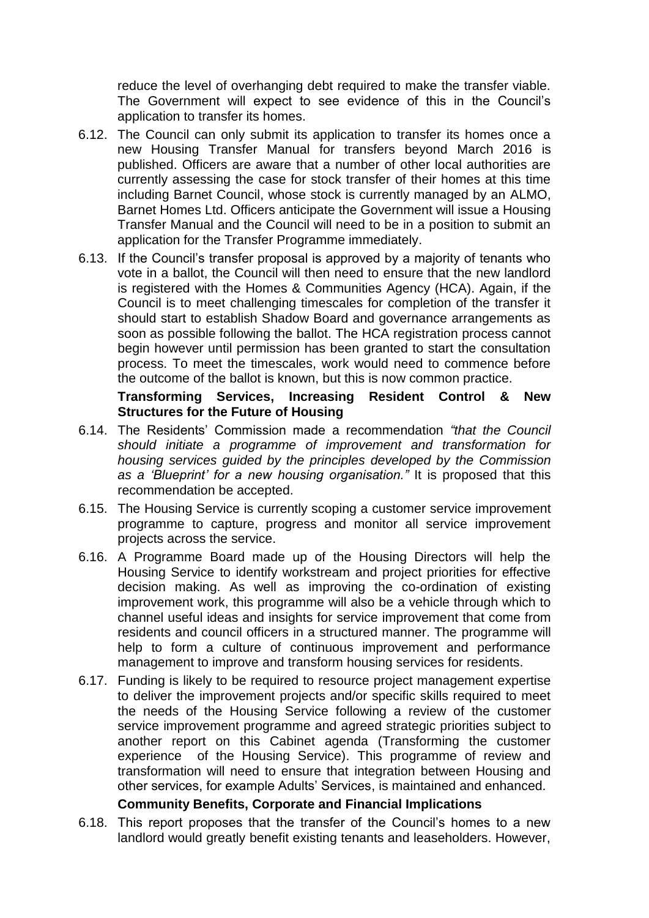reduce the level of overhanging debt required to make the transfer viable. The Government will expect to see evidence of this in the Council's application to transfer its homes.

6.12. The Council can only submit its application to transfer its homes once a new Housing Transfer Manual for transfers beyond March 2016 is published. Officers are aware that a number of other local authorities are currently assessing the case for stock transfer of their homes at this time including Barnet Council, whose stock is currently managed by an ALMO, Barnet Homes Ltd. Officers anticipate the Government will issue a Housing Transfer Manual and the Council will need to be in a position to submit an application for the Transfer Programme immediately.

6.13. If the Council's transfer proposal is approved by a majority of tenants who vote in a ballot, the Council will then need to ensure that the new landlord is registered with the Homes & Communities Agency (HCA). Again, if the Council is to meet challenging timescales for completion of the transfer it should start to establish Shadow Board and governance arrangements as soon as possible following the ballot. The HCA registration process cannot begin however until permission has been granted to start the consultation process. To meet the timescales, work would need to commence before the outcome of the ballot is known, but this is now common practice.

**Transforming Services, Increasing Resident Control & New Structures for the Future of Housing**

6.14. The Residents' Commission made a recommendation *"that the Council should initiate a programme of improvement and transformation for housing services guided by the principles developed by the Commission as a 'Blueprint' for a new housing organisation."* It is proposed that this recommendation be accepted.

6.15. The Housing Service is currently scoping a customer service improvement programme to capture, progress and monitor all service improvement projects across the service.

6.16. A Programme Board made up of the Housing Directors will help the Housing Service to identify workstream and project priorities for effective decision making. As well as improving the co-ordination of existing improvement work, this programme will also be a vehicle through which to channel useful ideas and insights for service improvement that come from residents and council officers in a structured manner. The programme will help to form a culture of continuous improvement and performance management to improve and transform housing services for residents.

6.17. Funding is likely to be required to resource project management expertise to deliver the improvement projects and/or specific skills required to meet the needs of the Housing Service following a review of the customer service improvement programme and agreed strategic priorities subject to another report on this Cabinet agenda (Transforming the customer experience of the Housing Service). This programme of review and transformation will need to ensure that integration between Housing and other services, for example Adults' Services, is maintained and enhanced.

**Community Benefits, Corporate and Financial Implications**

6.18. This report proposes that the transfer of the Council's homes to a new landlord would greatly benefit existing tenants and leaseholders. However,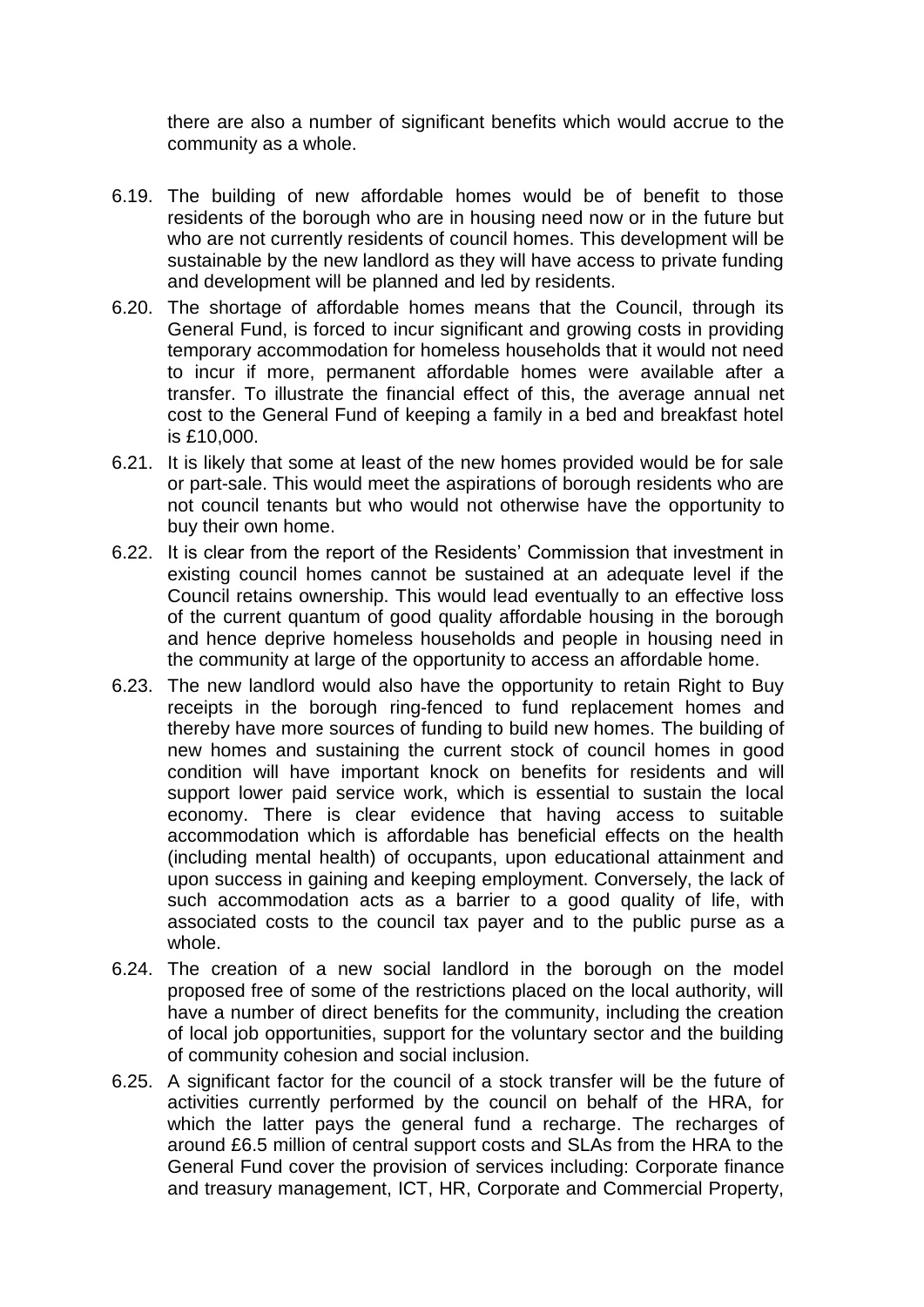there are also a number of significant benefits which would accrue to the community as a whole.

6.19. The building of new affordable homes would be of benefit to those residents of the borough who are in housing need now or in the future but who are not currently residents of council homes. This development will be sustainable by the new landlord as they will have access to private funding and development will be planned and led by residents.

6.20. The shortage of affordable homes means that the Council, through its General Fund, is forced to incur significant and growing costs in providing temporary accommodation for homeless households that it would not need to incur if more, permanent affordable homes were available after a transfer. To illustrate the financial effect of this, the average annual net cost to the General Fund of keeping a family in a bed and breakfast hotel is £10,000.

6.21. It is likely that some at least of the new homes provided would be for sale or part-sale. This would meet the aspirations of borough residents who are not council tenants but who would not otherwise have the opportunity to buy their own home.

6.22. It is clear from the report of the Residents' Commission that investment in existing council homes cannot be sustained at an adequate level if the Council retains ownership. This would lead eventually to an effective loss of the current quantum of good quality affordable housing in the borough and hence deprive homeless households and people in housing need in the community at large of the opportunity to access an affordable home.

6.23. The new landlord would also have the opportunity to retain Right to Buy receipts in the borough ring-fenced to fund replacement homes and thereby have more sources of funding to build new homes. The building of new homes and sustaining the current stock of council homes in good condition will have important knock on benefits for residents and will support lower paid service work, which is essential to sustain the local economy. There is clear evidence that having access to suitable accommodation which is affordable has beneficial effects on the health (including mental health) of occupants, upon educational attainment and upon success in gaining and keeping employment. Conversely, the lack of such accommodation acts as a barrier to a good quality of life, with associated costs to the council tax payer and to the public purse as a whole.

6.24. The creation of a new social landlord in the borough on the model proposed free of some of the restrictions placed on the local authority, will have a number of direct benefits for the community, including the creation of local job opportunities, support for the voluntary sector and the building of community cohesion and social inclusion.

6.25. A significant factor for the council of a stock transfer will be the future of activities currently performed by the council on behalf of the HRA, for which the latter pays the general fund a recharge. The recharges of around £6.5 million of central support costs and SLAs from the HRA to the General Fund cover the provision of services including: Corporate finance and treasury management, ICT, HR, Corporate and Commercial Property,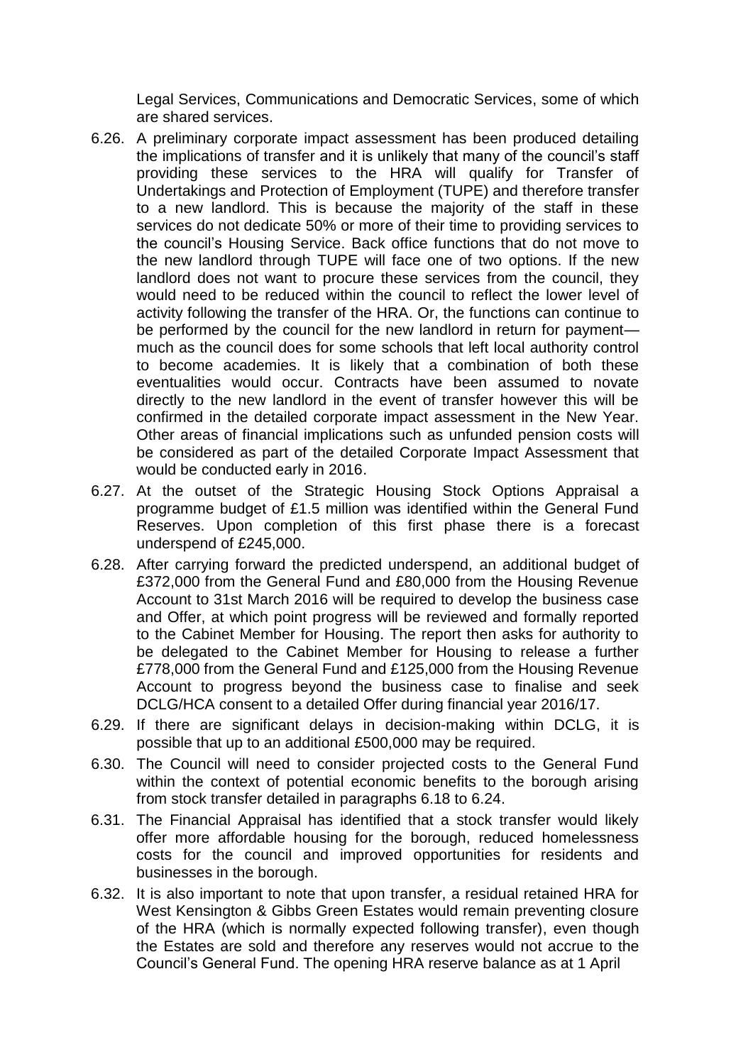Legal Services, Communications and Democratic Services, some of which are shared services.

6.26. A preliminary corporate impact assessment has been produced detailing the implications of transfer and it is unlikely that many of the council's staff providing these services to the HRA will qualify for Transfer of Undertakings and Protection of Employment (TUPE) and therefore transfer to a new landlord. This is because the majority of the staff in these services do not dedicate 50% or more of their time to providing services to the council's Housing Service. Back office functions that do not move to the new landlord through TUPE will face one of two options. If the new landlord does not want to procure these services from the council, they would need to be reduced within the council to reflect the lower level of activity following the transfer of the HRA. Or, the functions can continue to be performed by the council for the new landlord in return for payment—much as the council does for some schools that left local authority control to become academies. It is likely that a combination of both these eventualities would occur. Contracts have been assumed to novate directly to the new landlord in the event of transfer however this will be confirmed in the detailed corporate impact assessment in the New Year. Other areas of financial implications such as unfunded pension costs will be considered as part of the detailed Corporate Impact Assessment that would be conducted early in 2016.

6.27. At the outset of the Strategic Housing Stock Options Appraisal a programme budget of £1.5 million was identified within the General Fund Reserves. Upon completion of this first phase there is a forecast underspend of £245,000.

6.28. After carrying forward the predicted underspend, an additional budget of £372,000 from the General Fund and £80,000 from the Housing Revenue Account to 31st March 2016 will be required to develop the business case and Offer, at which point progress will be reviewed and formally reported to the Cabinet Member for Housing. The report then asks for authority to be delegated to the Cabinet Member for Housing to release a further £778,000 from the General Fund and £125,000 from the Housing Revenue Account to progress beyond the business case to finalise and seek DCLG/HCA consent to a detailed Offer during financial year 2016/17.

6.29. If there are significant delays in decision-making within DCLG, it is possible that up to an additional £500,000 may be required.

6.30. The Council will need to consider projected costs to the General Fund within the context of potential economic benefits to the borough arising from stock transfer detailed in paragraphs 6.18 to 6.24.

6.31. The Financial Appraisal has identified that a stock transfer would likely offer more affordable housing for the borough, reduced homelessness costs for the council and improved opportunities for residents and businesses in the borough.

6.32. It is also important to note that upon transfer, a residual retained HRA for West Kensington & Gibbs Green Estates would remain preventing closure of the HRA (which is normally expected following transfer), even though the Estates are sold and therefore any reserves would not accrue to the Council's General Fund. The opening HRA reserve balance as at 1 April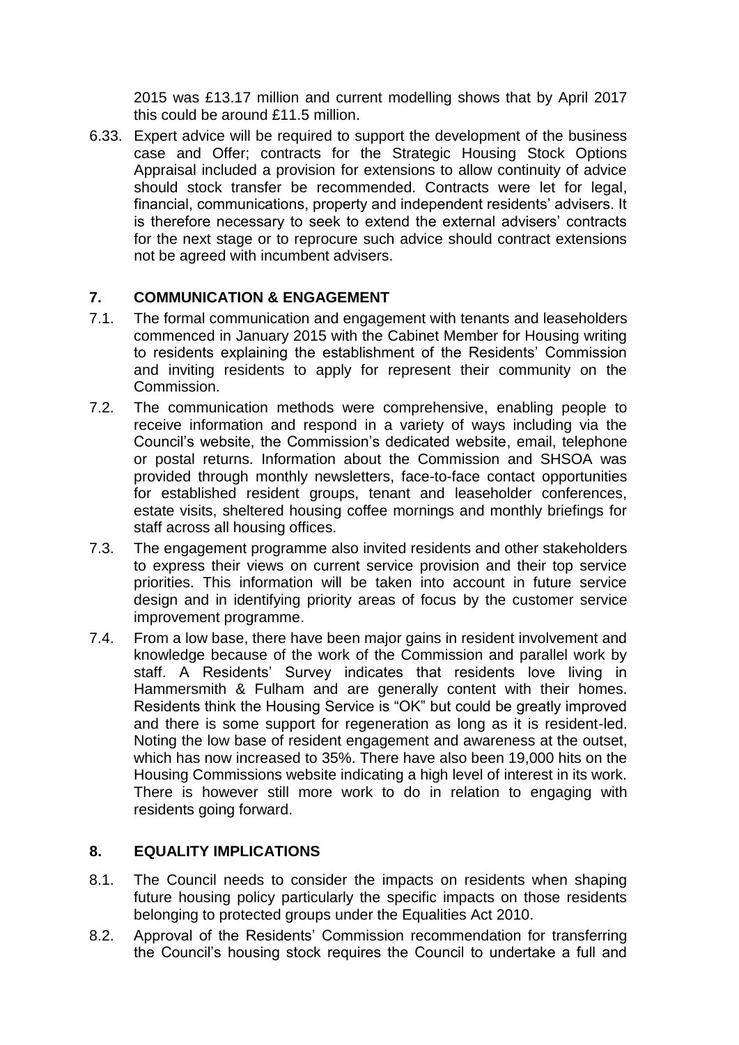2015 was £13.17 million and current modelling shows that by April 2017 this could be around £11.5 million.

6.33. Expert advice will be required to support the development of the business case and Offer; contracts for the Strategic Housing Stock Options Appraisal included a provision for extensions to allow continuity of advice should stock transfer be recommended. Contracts were let for legal, financial, communications, property and independent residents' advisers. It is therefore necessary to seek to extend the external advisers' contracts for the next stage or to reprocure such advice should contract extensions not be agreed with incumbent advisers.

## 7. COMMUNICATION & ENGAGEMENT

7.1. The formal communication and engagement with tenants and leaseholders commenced in January 2015 with the Cabinet Member for Housing writing to residents explaining the establishment of the Residents' Commission and inviting residents to apply for represent their community on the Commission.

7.2. The communication methods were comprehensive, enabling people to receive information and respond in a variety of ways including via the Council's website, the Commission's dedicated website, email, telephone or postal returns. Information about the Commission and SHSOA was provided through monthly newsletters, face-to-face contact opportunities for established resident groups, tenant and leaseholder conferences, estate visits, sheltered housing coffee mornings and monthly briefings for staff across all housing offices.

7.3. The engagement programme also invited residents and other stakeholders to express their views on current service provision and their top service priorities. This information will be taken into account in future service design and in identifying priority areas of focus by the customer service improvement programme.

7.4. From a low base, there have been major gains in resident involvement and knowledge because of the work of the Commission and parallel work by staff. A Residents' Survey indicates that residents love living in Hammersmith & Fulham and are generally content with their homes. Residents think the Housing Service is "OK" but could be greatly improved and there is some support for regeneration as long as it is resident-led. Noting the low base of resident engagement and awareness at the outset, which has now increased to 35%. There have also been 19,000 hits on the Housing Commissions website indicating a high level of interest in its work. There is however still more work to do in relation to engaging with residents going forward.

## 8. EQUALITY IMPLICATIONS

8.1. The Council needs to consider the impacts on residents when shaping future housing policy particularly the specific impacts on those residents belonging to protected groups under the Equalities Act 2010.

8.2. Approval of the Residents' Commission recommendation for transferring the Council's housing stock requires the Council to undertake a full and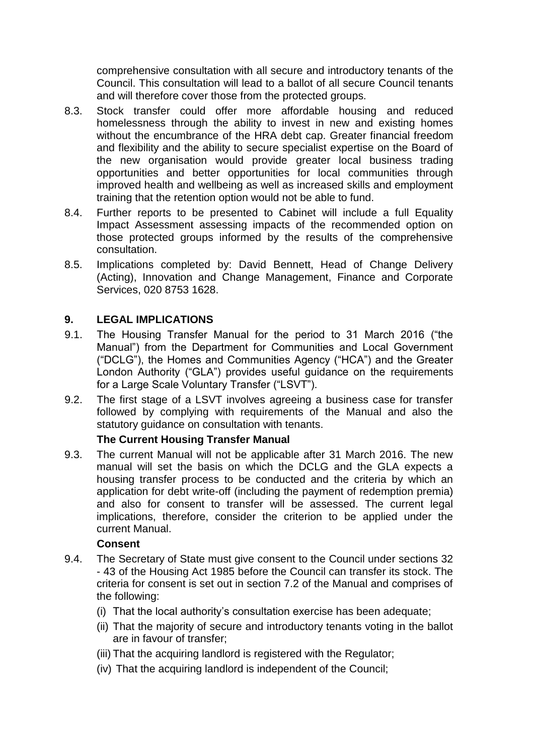comprehensive consultation with all secure and introductory tenants of the Council. This consultation will lead to a ballot of all secure Council tenants and will therefore cover those from the protected groups.

8.3. Stock transfer could offer more affordable housing and reduced homelessness through the ability to invest in new and existing homes without the encumbrance of the HRA debt cap. Greater financial freedom and flexibility and the ability to secure specialist expertise on the Board of the new organisation would provide greater local business trading opportunities and better opportunities for local communities through improved health and wellbeing as well as increased skills and employment training that the retention option would not be able to fund.

8.4. Further reports to be presented to Cabinet will include a full Equality Impact Assessment assessing impacts of the recommended option on those protected groups informed by the results of the comprehensive consultation.

8.5. Implications completed by: David Bennett, Head of Change Delivery (Acting), Innovation and Change Management, Finance and Corporate Services, 020 8753 1628.

## 9. LEGAL IMPLICATIONS

9.1. The Housing Transfer Manual for the period to 31 March 2016 ("the Manual") from the Department for Communities and Local Government ("DCLG"), the Homes and Communities Agency ("HCA") and the Greater London Authority ("GLA") provides useful guidance on the requirements for a Large Scale Voluntary Transfer ("LSVT").

9.2. The first stage of a LSVT involves agreeing a business case for transfer followed by complying with requirements of the Manual and also the statutory guidance on consultation with tenants.

**The Current Housing Transfer Manual**

9.3. The current Manual will not be applicable after 31 March 2016. The new manual will set the basis on which the DCLG and the GLA expects a housing transfer process to be conducted and the criteria by which an application for debt write-off (including the payment of redemption premia) and also for consent to transfer will be assessed. The current legal implications, therefore, consider the criterion to be applied under the current Manual.

**Consent**

9.4. The Secretary of State must give consent to the Council under sections 32 - 43 of the Housing Act 1985 before the Council can transfer its stock. The criteria for consent is set out in section 7.2 of the Manual and comprises of the following:

(i) That the local authority's consultation exercise has been adequate;

(ii) That the majority of secure and introductory tenants voting in the ballot are in favour of transfer;

(iii) That the acquiring landlord is registered with the Regulator;

(iv) That the acquiring landlord is independent of the Council;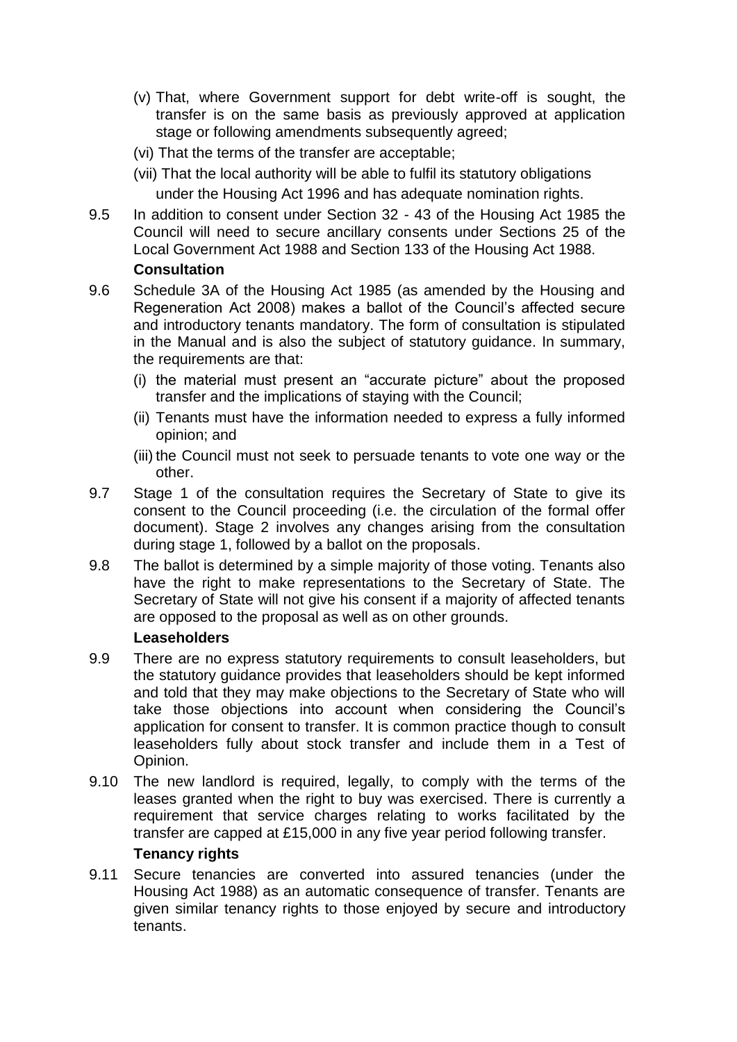(v) That, where Government support for debt write-off is sought, the transfer is on the same basis as previously approved at application stage or following amendments subsequently agreed;

(vi) That the terms of the transfer are acceptable;

(vii) That the local authority will be able to fulfil its statutory obligations under the Housing Act 1996 and has adequate nomination rights.

9.5 In addition to consent under Section 32 - 43 of the Housing Act 1985 the Council will need to secure ancillary consents under Sections 25 of the Local Government Act 1988 and Section 133 of the Housing Act 1988.

**Consultation**

9.6 Schedule 3A of the Housing Act 1985 (as amended by the Housing and Regeneration Act 2008) makes a ballot of the Council's affected secure and introductory tenants mandatory. The form of consultation is stipulated in the Manual and is also the subject of statutory guidance. In summary, the requirements are that:

(i) the material must present an "accurate picture" about the proposed transfer and the implications of staying with the Council;

(ii) Tenants must have the information needed to express a fully informed opinion; and

(iii) the Council must not seek to persuade tenants to vote one way or the other.

9.7 Stage 1 of the consultation requires the Secretary of State to give its consent to the Council proceeding (i.e. the circulation of the formal offer document). Stage 2 involves any changes arising from the consultation during stage 1, followed by a ballot on the proposals.

9.8 The ballot is determined by a simple majority of those voting. Tenants also have the right to make representations to the Secretary of State. The Secretary of State will not give his consent if a majority of affected tenants are opposed to the proposal as well as on other grounds.

**Leaseholders**

9.9 There are no express statutory requirements to consult leaseholders, but the statutory guidance provides that leaseholders should be kept informed and told that they may make objections to the Secretary of State who will take those objections into account when considering the Council's application for consent to transfer. It is common practice though to consult leaseholders fully about stock transfer and include them in a Test of Opinion.

9.10 The new landlord is required, legally, to comply with the terms of the leases granted when the right to buy was exercised. There is currently a requirement that service charges relating to works facilitated by the transfer are capped at £15,000 in any five year period following transfer.

**Tenancy rights**

9.11 Secure tenancies are converted into assured tenancies (under the Housing Act 1988) as an automatic consequence of transfer. Tenants are given similar tenancy rights to those enjoyed by secure and introductory tenants.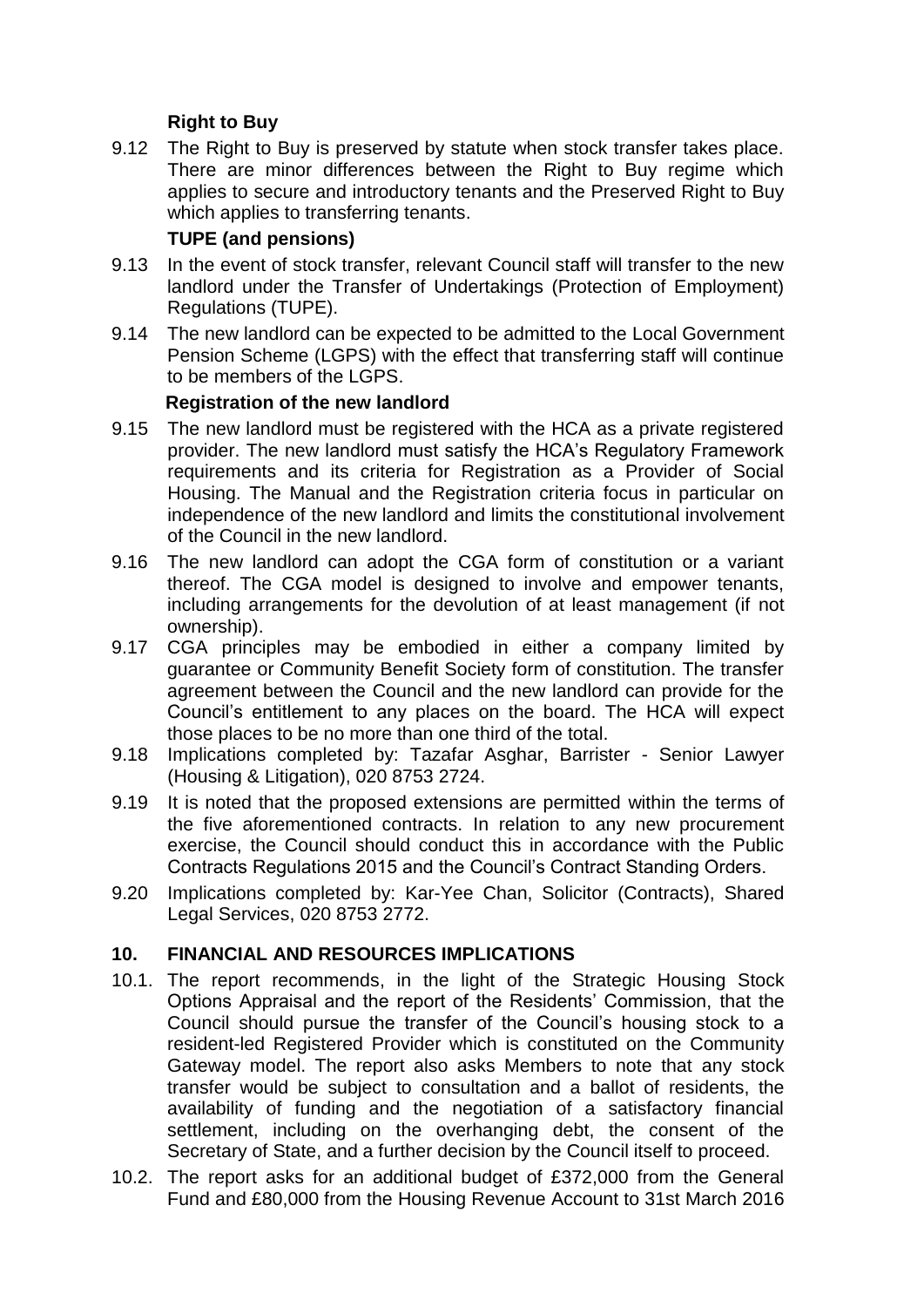**Right to Buy**

9.12 The Right to Buy is preserved by statute when stock transfer takes place. There are minor differences between the Right to Buy regime which applies to secure and introductory tenants and the Preserved Right to Buy which applies to transferring tenants.

**TUPE (and pensions)**

9.13 In the event of stock transfer, relevant Council staff will transfer to the new landlord under the Transfer of Undertakings (Protection of Employment) Regulations (TUPE).

9.14 The new landlord can be expected to be admitted to the Local Government Pension Scheme (LGPS) with the effect that transferring staff will continue to be members of the LGPS.

**Registration of the new landlord**

9.15 The new landlord must be registered with the HCA as a private registered provider. The new landlord must satisfy the HCA's Regulatory Framework requirements and its criteria for Registration as a Provider of Social Housing. The Manual and the Registration criteria focus in particular on independence of the new landlord and limits the constitutional involvement of the Council in the new landlord.

9.16 The new landlord can adopt the CGA form of constitution or a variant thereof. The CGA model is designed to involve and empower tenants, including arrangements for the devolution of at least management (if not ownership).

9.17 CGA principles may be embodied in either a company limited by guarantee or Community Benefit Society form of constitution. The transfer agreement between the Council and the new landlord can provide for the Council's entitlement to any places on the board. The HCA will expect those places to be no more than one third of the total.

9.18 Implications completed by: Tazafar Asghar, Barrister - Senior Lawyer (Housing & Litigation), 020 8753 2724.

9.19 It is noted that the proposed extensions are permitted within the terms of the five aforementioned contracts. In relation to any new procurement exercise, the Council should conduct this in accordance with the Public Contracts Regulations 2015 and the Council's Contract Standing Orders.

9.20 Implications completed by: Kar-Yee Chan, Solicitor (Contracts), Shared Legal Services, 020 8753 2772.

## 10. FINANCIAL AND RESOURCES IMPLICATIONS

10.1. The report recommends, in the light of the Strategic Housing Stock Options Appraisal and the report of the Residents' Commission, that the Council should pursue the transfer of the Council's housing stock to a resident-led Registered Provider which is constituted on the Community Gateway model. The report also asks Members to note that any stock transfer would be subject to consultation and a ballot of residents, the availability of funding and the negotiation of a satisfactory financial settlement, including on the overhanging debt, the consent of the Secretary of State, and a further decision by the Council itself to proceed.

10.2. The report asks for an additional budget of £372,000 from the General Fund and £80,000 from the Housing Revenue Account to 31st March 2016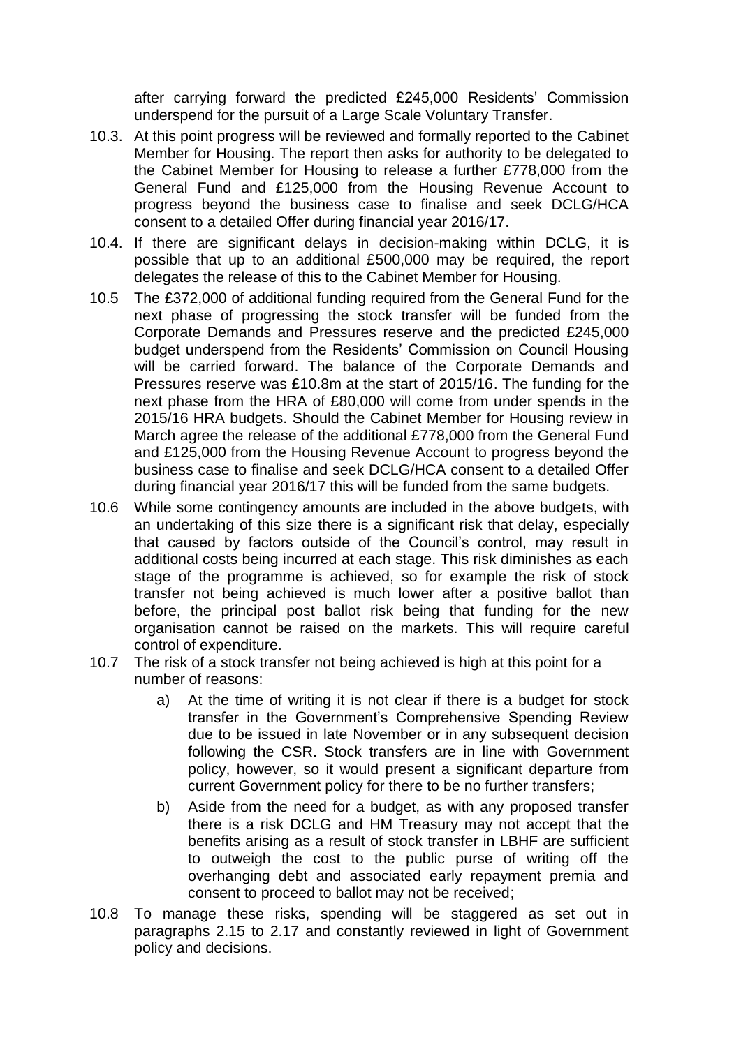after carrying forward the predicted £245,000 Residents' Commission underspend for the pursuit of a Large Scale Voluntary Transfer.

10.3. At this point progress will be reviewed and formally reported to the Cabinet Member for Housing. The report then asks for authority to be delegated to the Cabinet Member for Housing to release a further £778,000 from the General Fund and £125,000 from the Housing Revenue Account to progress beyond the business case to finalise and seek DCLG/HCA consent to a detailed Offer during financial year 2016/17.

10.4. If there are significant delays in decision-making within DCLG, it is possible that up to an additional £500,000 may be required, the report delegates the release of this to the Cabinet Member for Housing.

10.5 The £372,000 of additional funding required from the General Fund for the next phase of progressing the stock transfer will be funded from the Corporate Demands and Pressures reserve and the predicted £245,000 budget underspend from the Residents' Commission on Council Housing will be carried forward. The balance of the Corporate Demands and Pressures reserve was £10.8m at the start of 2015/16. The funding for the next phase from the HRA of £80,000 will come from under spends in the 2015/16 HRA budgets. Should the Cabinet Member for Housing review in March agree the release of the additional £778,000 from the General Fund and £125,000 from the Housing Revenue Account to progress beyond the business case to finalise and seek DCLG/HCA consent to a detailed Offer during financial year 2016/17 this will be funded from the same budgets.

10.6 While some contingency amounts are included in the above budgets, with an undertaking of this size there is a significant risk that delay, especially that caused by factors outside of the Council's control, may result in additional costs being incurred at each stage. This risk diminishes as each stage of the programme is achieved, so for example the risk of stock transfer not being achieved is much lower after a positive ballot than before, the principal post ballot risk being that funding for the new organisation cannot be raised on the markets. This will require careful control of expenditure.

10.7 The risk of a stock transfer not being achieved is high at this point for a number of reasons:

a) At the time of writing it is not clear if there is a budget for stock transfer in the Government's Comprehensive Spending Review due to be issued in late November or in any subsequent decision following the CSR. Stock transfers are in line with Government policy, however, so it would present a significant departure from current Government policy for there to be no further transfers;

b) Aside from the need for a budget, as with any proposed transfer there is a risk DCLG and HM Treasury may not accept that the benefits arising as a result of stock transfer in LBHF are sufficient to outweigh the cost to the public purse of writing off the overhanging debt and associated early repayment premia and consent to proceed to ballot may not be received;

10.8 To manage these risks, spending will be staggered as set out in paragraphs 2.15 to 2.17 and constantly reviewed in light of Government policy and decisions.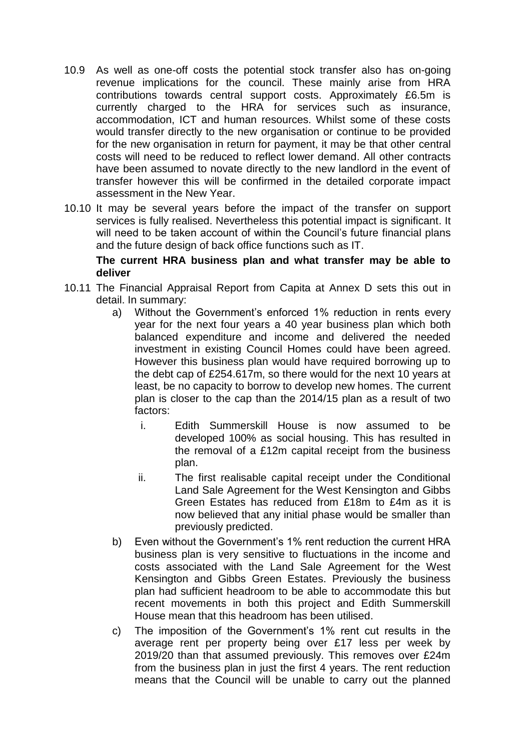10.9 As well as one-off costs the potential stock transfer also has on-going revenue implications for the council. These mainly arise from HRA contributions towards central support costs. Approximately £6.5m is currently charged to the HRA for services such as insurance, accommodation, ICT and human resources. Whilst some of these costs would transfer directly to the new organisation or continue to be provided for the new organisation in return for payment, it may be that other central costs will need to be reduced to reflect lower demand. All other contracts have been assumed to novate directly to the new landlord in the event of transfer however this will be confirmed in the detailed corporate impact assessment in the New Year.

10.10 It may be several years before the impact of the transfer on support services is fully realised. Nevertheless this potential impact is significant. It will need to be taken account of within the Council's future financial plans and the future design of back office functions such as IT.

**The current HRA business plan and what transfer may be able to deliver**

10.11 The Financial Appraisal Report from Capita at Annex D sets this out in detail. In summary:

a) Without the Government's enforced 1% reduction in rents every year for the next four years a 40 year business plan which both balanced expenditure and income and delivered the needed investment in existing Council Homes could have been agreed. However this business plan would have required borrowing up to the debt cap of £254.617m, so there would for the next 10 years at least, be no capacity to borrow to develop new homes. The current plan is closer to the cap than the 2014/15 plan as a result of two factors:

   i. Edith Summerskill House is now assumed to be developed 100% as social housing. This has resulted in the removal of a £12m capital receipt from the business plan.

   ii. The first realisable capital receipt under the Conditional Land Sale Agreement for the West Kensington and Gibbs Green Estates has reduced from £18m to £4m as it is now believed that any initial phase would be smaller than previously predicted.

b) Even without the Government's 1% rent reduction the current HRA business plan is very sensitive to fluctuations in the income and costs associated with the Land Sale Agreement for the West Kensington and Gibbs Green Estates. Previously the business plan had sufficient headroom to be able to accommodate this but recent movements in both this project and Edith Summerskill House mean that this headroom has been utilised.

c) The imposition of the Government's 1% rent cut results in the average rent per property being over £17 less per week by 2019/20 than that assumed previously. This removes over £24m from the business plan in just the first 4 years. The rent reduction means that the Council will be unable to carry out the planned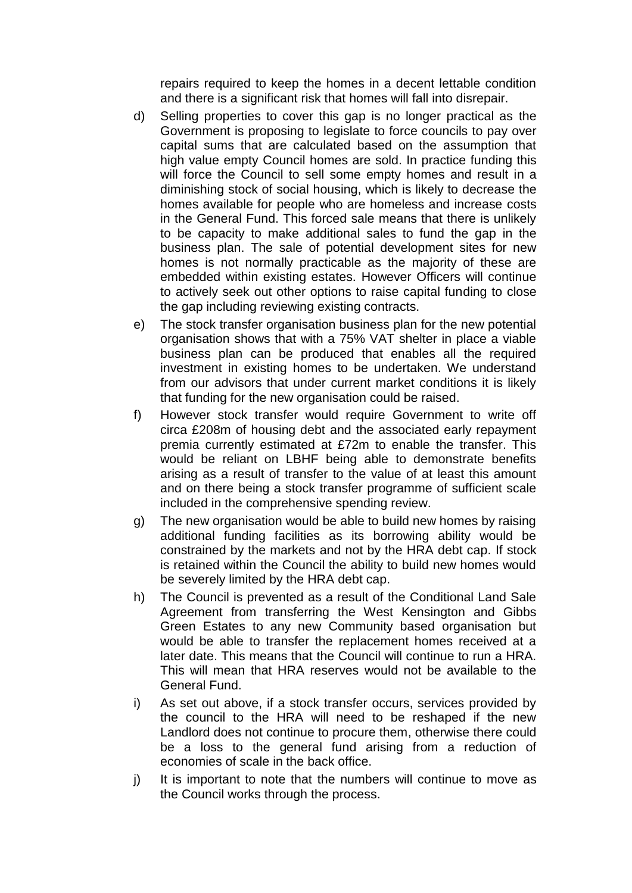repairs required to keep the homes in a decent lettable condition and there is a significant risk that homes will fall into disrepair.

d) Selling properties to cover this gap is no longer practical as the Government is proposing to legislate to force councils to pay over capital sums that are calculated based on the assumption that high value empty Council homes are sold. In practice funding this will force the Council to sell some empty homes and result in a diminishing stock of social housing, which is likely to decrease the homes available for people who are homeless and increase costs in the General Fund. This forced sale means that there is unlikely to be capacity to make additional sales to fund the gap in the business plan. The sale of potential development sites for new homes is not normally practicable as the majority of these are embedded within existing estates. However Officers will continue to actively seek out other options to raise capital funding to close the gap including reviewing existing contracts.

e) The stock transfer organisation business plan for the new potential organisation shows that with a 75% VAT shelter in place a viable business plan can be produced that enables all the required investment in existing homes to be undertaken. We understand from our advisors that under current market conditions it is likely that funding for the new organisation could be raised.

f) However stock transfer would require Government to write off circa £208m of housing debt and the associated early repayment premia currently estimated at £72m to enable the transfer. This would be reliant on LBHF being able to demonstrate benefits arising as a result of transfer to the value of at least this amount and on there being a stock transfer programme of sufficient scale included in the comprehensive spending review.

g) The new organisation would be able to build new homes by raising additional funding facilities as its borrowing ability would be constrained by the markets and not by the HRA debt cap. If stock is retained within the Council the ability to build new homes would be severely limited by the HRA debt cap.

h) The Council is prevented as a result of the Conditional Land Sale Agreement from transferring the West Kensington and Gibbs Green Estates to any new Community based organisation but would be able to transfer the replacement homes received at a later date. This means that the Council will continue to run a HRA. This will mean that HRA reserves would not be available to the General Fund.

i) As set out above, if a stock transfer occurs, services provided by the council to the HRA will need to be reshaped if the new Landlord does not continue to procure them, otherwise there could be a loss to the general fund arising from a reduction of economies of scale in the back office.

j) It is important to note that the numbers will continue to move as the Council works through the process.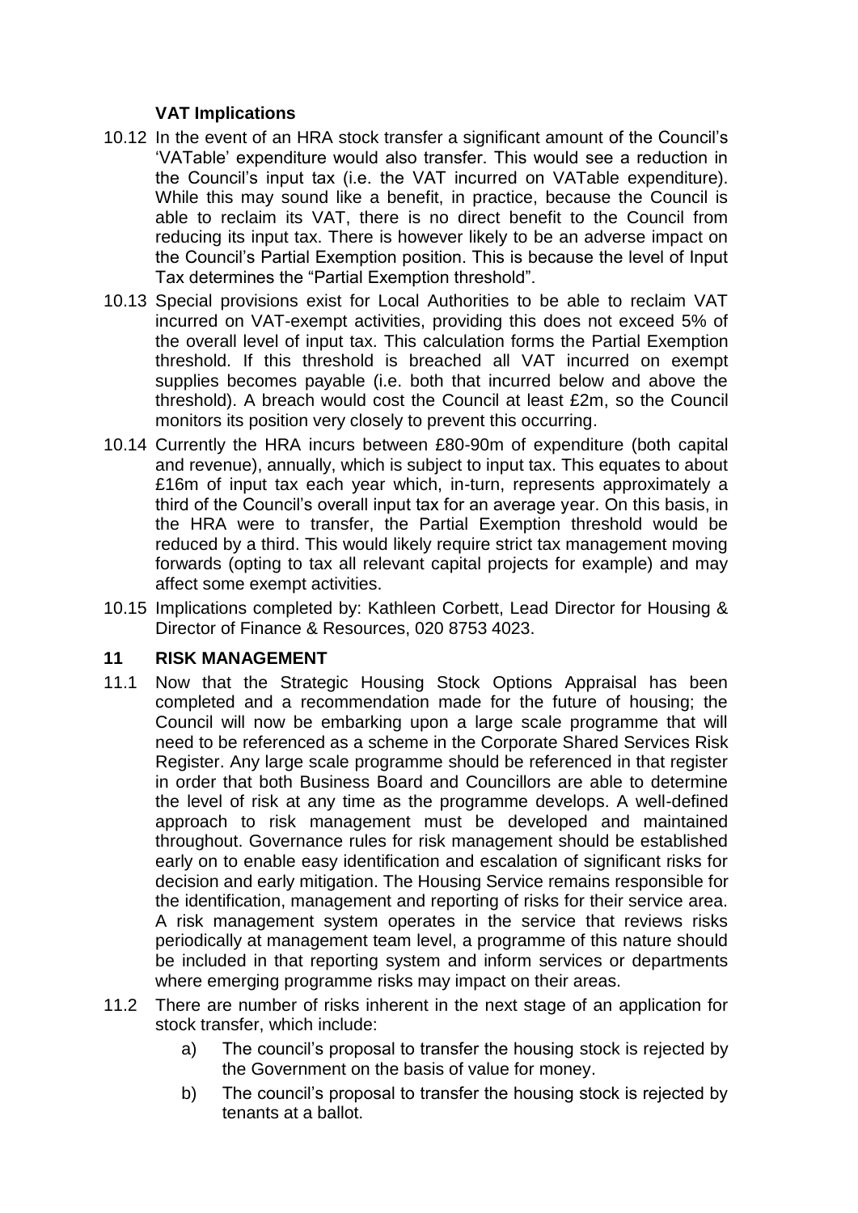### VAT Implications

10.12 In the event of an HRA stock transfer a significant amount of the Council's 'VATable' expenditure would also transfer. This would see a reduction in the Council's input tax (i.e. the VAT incurred on VATable expenditure). While this may sound like a benefit, in practice, because the Council is able to reclaim its VAT, there is no direct benefit to the Council from reducing its input tax. There is however likely to be an adverse impact on the Council's Partial Exemption position. This is because the level of Input Tax determines the "Partial Exemption threshold".

10.13 Special provisions exist for Local Authorities to be able to reclaim VAT incurred on VAT-exempt activities, providing this does not exceed 5% of the overall level of input tax. This calculation forms the Partial Exemption threshold. If this threshold is breached all VAT incurred on exempt supplies becomes payable (i.e. both that incurred below and above the threshold). A breach would cost the Council at least £2m, so the Council monitors its position very closely to prevent this occurring.

10.14 Currently the HRA incurs between £80-90m of expenditure (both capital and revenue), annually, which is subject to input tax. This equates to about £16m of input tax each year which, in-turn, represents approximately a third of the Council's overall input tax for an average year. On this basis, in the HRA were to transfer, the Partial Exemption threshold would be reduced by a third. This would likely require strict tax management moving forwards (opting to tax all relevant capital projects for example) and may affect some exempt activities.

10.15 Implications completed by: Kathleen Corbett, Lead Director for Housing & Director of Finance & Resources, 020 8753 4023.

## 11 RISK MANAGEMENT

11.1 Now that the Strategic Housing Stock Options Appraisal has been completed and a recommendation made for the future of housing; the Council will now be embarking upon a large scale programme that will need to be referenced as a scheme in the Corporate Shared Services Risk Register. Any large scale programme should be referenced in that register in order that both Business Board and Councillors are able to determine the level of risk at any time as the programme develops. A well-defined approach to risk management must be developed and maintained throughout. Governance rules for risk management should be established early on to enable easy identification and escalation of significant risks for decision and early mitigation. The Housing Service remains responsible for the identification, management and reporting of risks for their service area. A risk management system operates in the service that reviews risks periodically at management team level, a programme of this nature should be included in that reporting system and inform services or departments where emerging programme risks may impact on their areas.

11.2 There are number of risks inherent in the next stage of an application for stock transfer, which include:

a) The council's proposal to transfer the housing stock is rejected by the Government on the basis of value for money.

b) The council's proposal to transfer the housing stock is rejected by tenants at a ballot.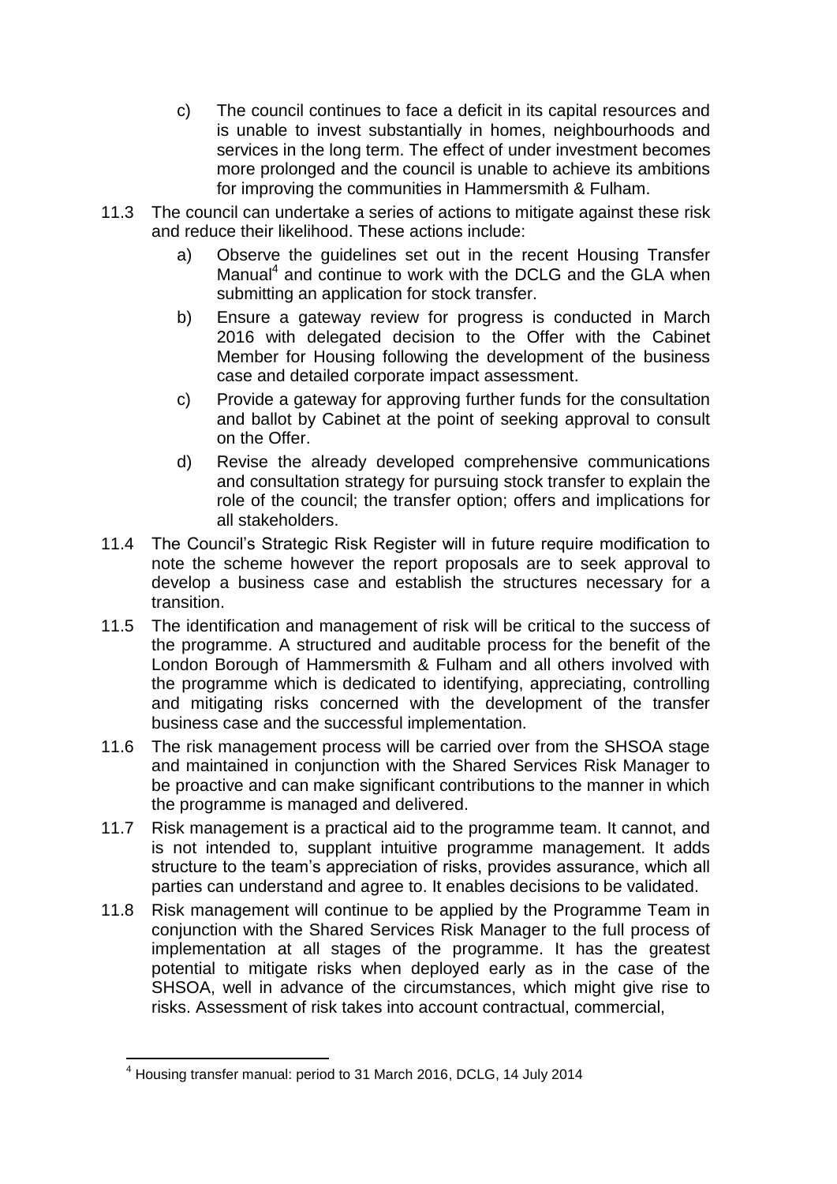c) The council continues to face a deficit in its capital resources and is unable to invest substantially in homes, neighbourhoods and services in the long term. The effect of under investment becomes more prolonged and the council is unable to achieve its ambitions for improving the communities in Hammersmith & Fulham.

11.3 The council can undertake a series of actions to mitigate against these risk and reduce their likelihood. These actions include:

a) Observe the guidelines set out in the recent Housing Transfer Manual[4] and continue to work with the DCLG and the GLA when submitting an application for stock transfer.

b) Ensure a gateway review for progress is conducted in March 2016 with delegated decision to the Offer with the Cabinet Member for Housing following the development of the business case and detailed corporate impact assessment.

c) Provide a gateway for approving further funds for the consultation and ballot by Cabinet at the point of seeking approval to consult on the Offer.

d) Revise the already developed comprehensive communications and consultation strategy for pursuing stock transfer to explain the role of the council; the transfer option; offers and implications for all stakeholders.

11.4 The Council's Strategic Risk Register will in future require modification to note the scheme however the report proposals are to seek approval to develop a business case and establish the structures necessary for a transition.

11.5 The identification and management of risk will be critical to the success of the programme. A structured and auditable process for the benefit of the London Borough of Hammersmith & Fulham and all others involved with the programme which is dedicated to identifying, appreciating, controlling and mitigating risks concerned with the development of the transfer business case and the successful implementation.

11.6 The risk management process will be carried over from the SHSOA stage and maintained in conjunction with the Shared Services Risk Manager to be proactive and can make significant contributions to the manner in which the programme is managed and delivered.

11.7 Risk management is a practical aid to the programme team. It cannot, and is not intended to, supplant intuitive programme management. It adds structure to the team's appreciation of risks, provides assurance, which all parties can understand and agree to. It enables decisions to be validated.

11.8 Risk management will continue to be applied by the Programme Team in conjunction with the Shared Services Risk Manager to the full process of implementation at all stages of the programme. It has the greatest potential to mitigate risks when deployed early as in the case of the SHSOA, well in advance of the circumstances, which might give rise to risks. Assessment of risk takes into account contractual, commercial,

[4] Housing transfer manual: period to 31 March 2016, DCLG, 14 July 2014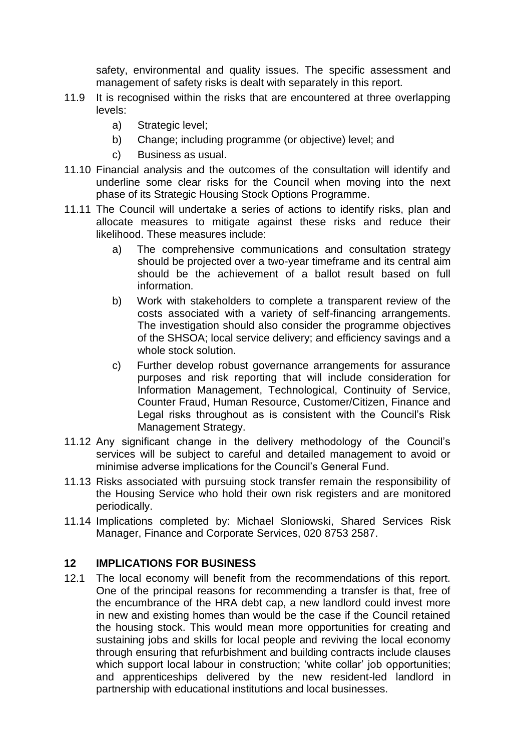safety, environmental and quality issues. The specific assessment and management of safety risks is dealt with separately in this report.

11.9 It is recognised within the risks that are encountered at three overlapping levels:

  a) Strategic level;
  b) Change; including programme (or objective) level; and
  c) Business as usual.

11.10 Financial analysis and the outcomes of the consultation will identify and underline some clear risks for the Council when moving into the next phase of its Strategic Housing Stock Options Programme.

11.11 The Council will undertake a series of actions to identify risks, plan and allocate measures to mitigate against these risks and reduce their likelihood. These measures include:

  a) The comprehensive communications and consultation strategy should be projected over a two-year timeframe and its central aim should be the achievement of a ballot result based on full information.
  b) Work with stakeholders to complete a transparent review of the costs associated with a variety of self-financing arrangements. The investigation should also consider the programme objectives of the SHSOA; local service delivery; and efficiency savings and a whole stock solution.
  c) Further develop robust governance arrangements for assurance purposes and risk reporting that will include consideration for Information Management, Technological, Continuity of Service, Counter Fraud, Human Resource, Customer/Citizen, Finance and Legal risks throughout as is consistent with the Council's Risk Management Strategy.

11.12 Any significant change in the delivery methodology of the Council's services will be subject to careful and detailed management to avoid or minimise adverse implications for the Council's General Fund.

11.13 Risks associated with pursuing stock transfer remain the responsibility of the Housing Service who hold their own risk registers and are monitored periodically.

11.14 Implications completed by: Michael Sloniowski, Shared Services Risk Manager, Finance and Corporate Services, 020 8753 2587.

## 12 IMPLICATIONS FOR BUSINESS

12.1 The local economy will benefit from the recommendations of this report. One of the principal reasons for recommending a transfer is that, free of the encumbrance of the HRA debt cap, a new landlord could invest more in new and existing homes than would be the case if the Council retained the housing stock. This would mean more opportunities for creating and sustaining jobs and skills for local people and reviving the local economy through ensuring that refurbishment and building contracts include clauses which support local labour in construction; 'white collar' job opportunities; and apprenticeships delivered by the new resident-led landlord in partnership with educational institutions and local businesses.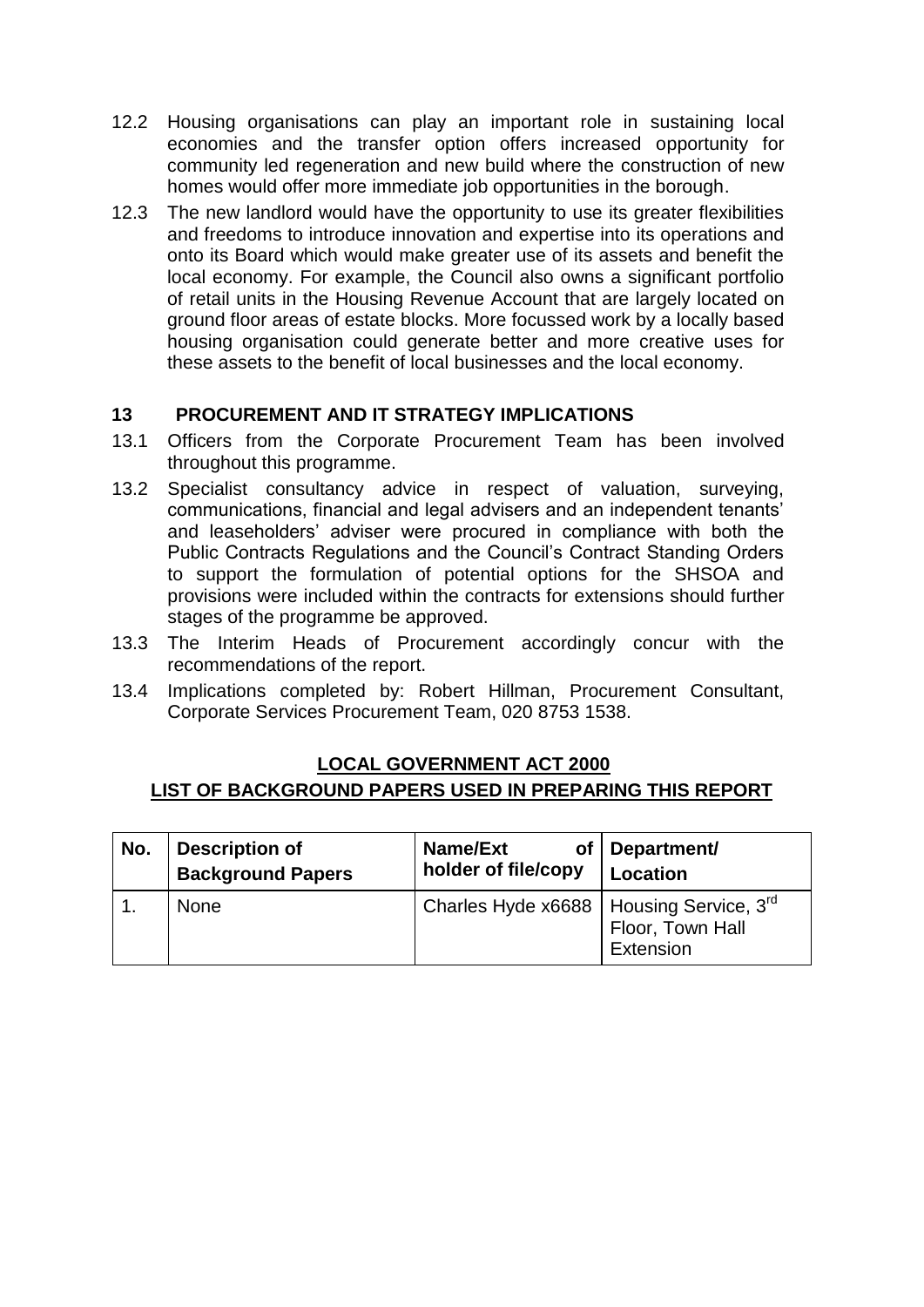12.2 Housing organisations can play an important role in sustaining local economies and the transfer option offers increased opportunity for community led regeneration and new build where the construction of new homes would offer more immediate job opportunities in the borough.

12.3 The new landlord would have the opportunity to use its greater flexibilities and freedoms to introduce innovation and expertise into its operations and onto its Board which would make greater use of its assets and benefit the local economy. For example, the Council also owns a significant portfolio of retail units in the Housing Revenue Account that are largely located on ground floor areas of estate blocks. More focussed work by a locally based housing organisation could generate better and more creative uses for these assets to the benefit of local businesses and the local economy.

## 13 PROCUREMENT AND IT STRATEGY IMPLICATIONS

13.1 Officers from the Corporate Procurement Team has been involved throughout this programme.

13.2 Specialist consultancy advice in respect of valuation, surveying, communications, financial and legal advisers and an independent tenants' and leaseholders' adviser were procured in compliance with both the Public Contracts Regulations and the Council's Contract Standing Orders to support the formulation of potential options for the SHSOA and provisions were included within the contracts for extensions should further stages of the programme be approved.

13.3 The Interim Heads of Procurement accordingly concur with the recommendations of the report.

13.4 Implications completed by: Robert Hillman, Procurement Consultant, Corporate Services Procurement Team, 020 8753 1538.

## LOCAL GOVERNMENT ACT 2000

## LIST OF BACKGROUND PAPERS USED IN PREPARING THIS REPORT

| No. | Description of Background Papers | Name/Ext of holder of file/copy | Department/ Location |
|---|---|---|---|
| 1. | None | Charles Hyde x6688 | Housing Service, 3rd Floor, Town Hall Extension |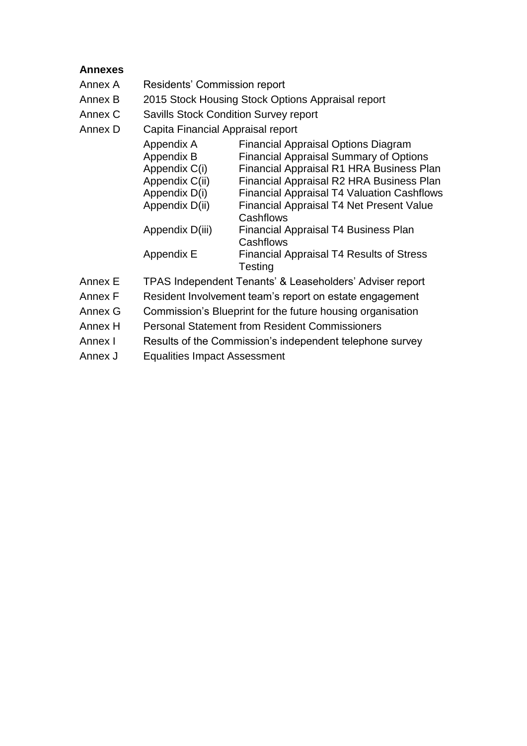**Annexes**

| | | |
|---|---|---|
| Annex A | Residents' Commission report | |
| Annex B | 2015 Stock Housing Stock Options Appraisal report | |
| Annex C | Savills Stock Condition Survey report | |
| Annex D | Capita Financial Appraisal report | |
| | Appendix A | Financial Appraisal Options Diagram |
| | Appendix B | Financial Appraisal Summary of Options |
| | Appendix C(i) | Financial Appraisal R1 HRA Business Plan |
| | Appendix C(ii) | Financial Appraisal R2 HRA Business Plan |
| | Appendix D(i) | Financial Appraisal T4 Valuation Cashflows |
| | Appendix D(ii) | Financial Appraisal T4 Net Present Value Cashflows |
| | Appendix D(iii) | Financial Appraisal T4 Business Plan Cashflows |
| | Appendix E | Financial Appraisal T4 Results of Stress Testing |
| Annex E | TPAS Independent Tenants' & Leaseholders' Adviser report | |
| Annex F | Resident Involvement team's report on estate engagement | |
| Annex G | Commission's Blueprint for the future housing organisation | |
| Annex H | Personal Statement from Resident Commissioners | |
| Annex I | Results of the Commission's independent telephone survey | |
| Annex J | Equalities Impact Assessment | |